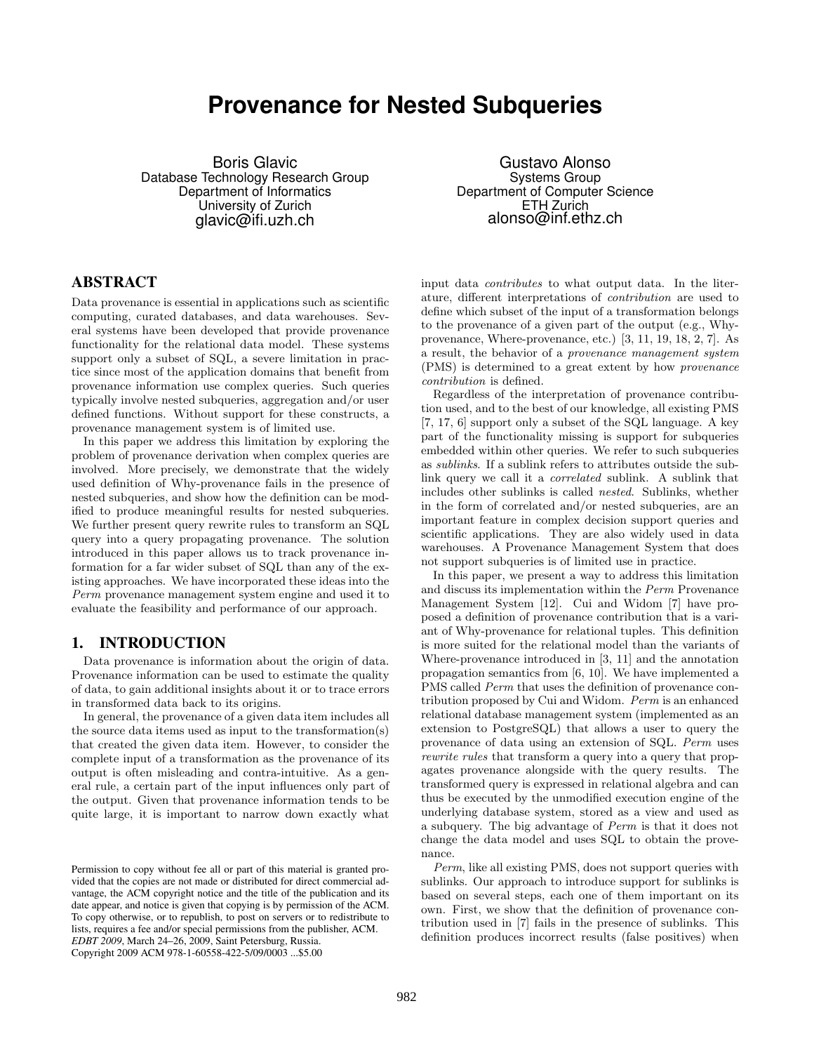# Provenance for Nested Subqueries

Boris Glavic
Database Technology Research Group
Department of Informatics
University of Zurich
glavic@ifi.uzh.ch

Gustavo Alonso
Systems Group
Department of Computer Science
ETH Zurich
alonso@inf.ethz.ch

## ABSTRACT

Data provenance is essential in applications such as scientific computing, curated databases, and data warehouses. Several systems have been developed that provide provenance functionality for the relational data model. These systems support only a subset of SQL, a severe limitation in practice since most of the application domains that benefit from provenance information use complex queries. Such queries typically involve nested subqueries, aggregation and/or user defined functions. Without support for these constructs, a provenance management system is of limited use.

In this paper we address this limitation by exploring the problem of provenance derivation when complex queries are involved. More precisely, we demonstrate that the widely used definition of Why-provenance fails in the presence of nested subqueries, and show how the definition can be modified to produce meaningful results for nested subqueries. We further present query rewrite rules to transform an SQL query into a query propagating provenance. The solution introduced in this paper allows us to track provenance information for a far wider subset of SQL than any of the existing approaches. We have incorporated these ideas into the *Perm* provenance management system engine and used it to evaluate the feasibility and performance of our approach.

## 1. INTRODUCTION

Data provenance is information about the origin of data. Provenance information can be used to estimate the quality of data, to gain additional insights about it or to trace errors in transformed data back to its origins.

In general, the provenance of a given data item includes all the source data items used as input to the transformation(s) that created the given data item. However, to consider the complete input of a transformation as the provenance of its output is often misleading and contra-intuitive. As a general rule, a certain part of the input influences only part of the output. Given that provenance information tends to be quite large, it is important to narrow down exactly what input data *contributes* to what output data. In the literature, different interpretations of *contribution* are used to define which subset of the input of a transformation belongs to the provenance of a given part of the output (e.g., Why-provenance, Where-provenance, etc.) [3, 11, 19, 18, 2, 7]. As a result, the behavior of a *provenance management system* (PMS) is determined to a great extent by how *provenance contribution* is defined.

Regardless of the interpretation of provenance contribution used, and to the best of our knowledge, all existing PMS [7, 17, 6] support only a subset of the SQL language. A key part of the functionality missing is support for subqueries embedded within other queries. We refer to such subqueries as *sublinks*. If a sublink refers to attributes outside the sublink query we call it a *correlated* sublink. A sublink that includes other sublinks is called *nested*. Sublinks, whether in the form of correlated and/or nested subqueries, are an important feature in complex decision support queries and scientific applications. They are also widely used in data warehouses. A Provenance Management System that does not support subqueries is of limited use in practice.

In this paper, we present a way to address this limitation and discuss its implementation within the *Perm* Provenance Management System [12]. Cui and Widom [7] have proposed a definition of provenance contribution that is a variant of Why-provenance for relational tuples. This definition is more suited for the relational model than the variants of Where-provenance introduced in [3, 11] and the annotation propagation semantics from [6, 10]. We have implemented a PMS called *Perm* that uses the definition of provenance contribution proposed by Cui and Widom. *Perm* is an enhanced relational database management system (implemented as an extension to PostgreSQL) that allows a user to query the provenance of data using an extension of SQL. *Perm* uses *rewrite rules* that transform a query into a query that propagates provenance alongside with the query results. The transformed query is expressed in relational algebra and can thus be executed by the unmodified execution engine of the underlying database system, stored as a view and used as a subquery. The big advantage of *Perm* is that it does not change the data model and uses SQL to obtain the provenance.

*Perm*, like all existing PMS, does not support queries with sublinks. Our approach to introduce support for sublinks is based on several steps, each one of them important on its own. First, we show that the definition of provenance contribution used in [7] fails in the presence of sublinks. This definition produces incorrect results (false positives) when

Permission to copy without fee all or part of this material is granted provided that the copies are not made or distributed for direct commercial advantage, the ACM copyright notice and the title of the publication and its date appear, and notice is given that copying is by permission of the ACM. To copy otherwise, or to republish, to post on servers or to redistribute to lists, requires a fee and/or special permissions from the publisher, ACM. *EDBT 2009*, March 24–26, 2009, Saint Petersburg, Russia.
Copyright 2009 ACM 978-1-60558-422-5/09/0003 ...$5.00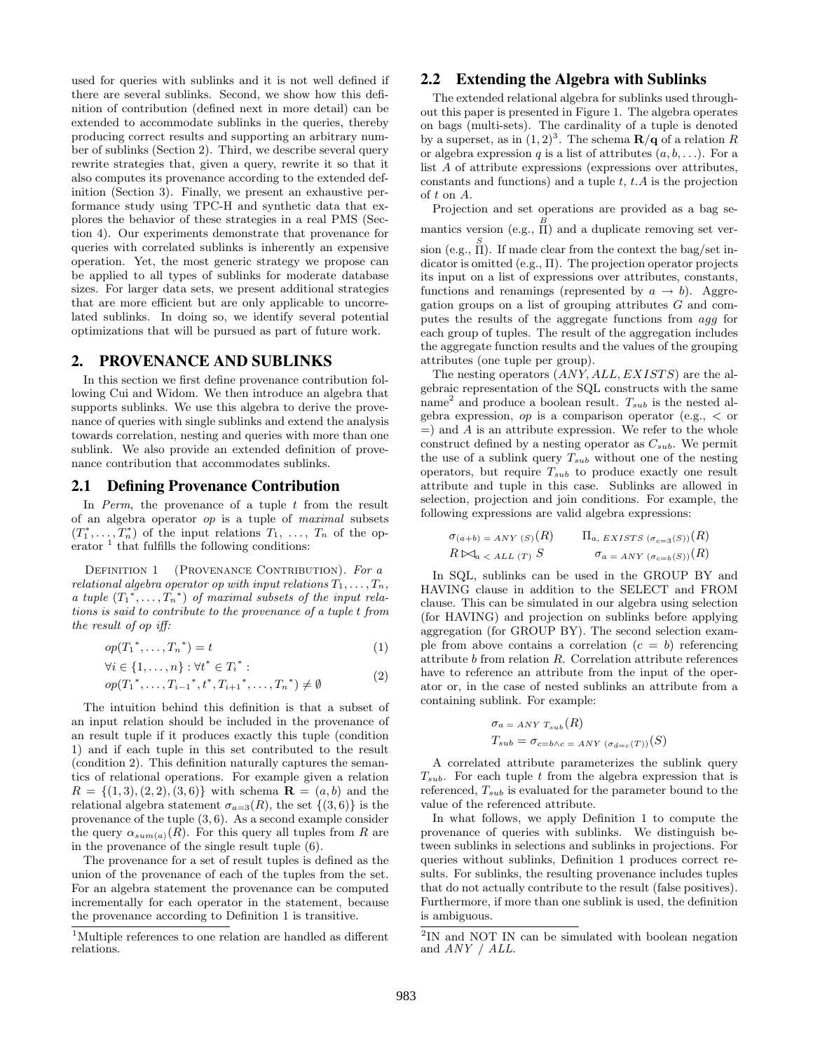used for queries with sublinks and it is not well defined if there are several sublinks. Second, we show how this definition of contribution (defined next in more detail) can be extended to accommodate sublinks in the queries, thereby producing correct results and supporting an arbitrary number of sublinks (Section 2). Third, we describe several query rewrite strategies that, given a query, rewrite it so that it also computes its provenance according to the extended definition (Section 3). Finally, we present an exhaustive performance study using TPC-H and synthetic data that explores the behavior of these strategies in a real PMS (Section 4). Our experiments demonstrate that provenance for queries with correlated sublinks is inherently an expensive operation. Yet, the most generic strategy we propose can be applied to all types of sublinks for moderate database sizes. For larger data sets, we present additional strategies that are more efficient but are only applicable to uncorrelated sublinks. In doing so, we identify several potential optimizations that will be pursued as part of future work.

## 2. PROVENANCE AND SUBLINKS

In this section we first define provenance contribution following Cui and Widom. We then introduce an algebra that supports sublinks. We use this algebra to derive the provenance of queries with single sublinks and extend the analysis towards correlation, nesting and queries with more than one sublink. We also provide an extended definition of provenance contribution that accommodates sublinks.

### 2.1 Defining Provenance Contribution

In *Perm*, the provenance of a tuple $t$ from the result of an algebra operator $op$ is a tuple of *maximal* subsets $(T_1^*, \ldots, T_n^*)$ of the input relations $T_1, \ldots, T_n$ of the operator [1] that fulfills the following conditions:

Definition 1 (Provenance Contribution). *For a relational algebra operator op with input relations $T_1, \ldots, T_n$, a tuple $(T_1{}^*, \ldots, T_n{}^*)$ of maximal subsets of the input relations is said to contribute to the provenance of a tuple t from the result of op iff:*

$$op(T_1{}^*, \ldots, T_n{}^*) = t \tag{1}$$

$$\forall i \in \{1, \ldots, n\} : \forall t^* \in T_i{}^* : \\ op(T_1{}^*, \ldots, T_{i-1}{}^*, t^*, T_{i+1}{}^*, \ldots, T_n{}^*) \neq \emptyset \tag{2}$$

The intuition behind this definition is that a subset of an input relation should be included in the provenance of an result tuple if it produces exactly this tuple (condition 1) and if each tuple in this set contributed to the result (condition 2). This definition naturally captures the semantics of relational operations. For example given a relation $R = \{(1,3), (2,2), (3,6)\}$ with schema $\mathbf{R} = (a, b)$ and the relational algebra statement $\sigma_{a=3}(R)$, the set $\{(3,6)\}$ is the provenance of the tuple $(3,6)$. As a second example consider the query $\alpha_{sum(a)}(R)$. For this query all tuples from $R$ are in the provenance of the single result tuple $(6)$.

The provenance for a set of result tuples is defined as the union of the provenance of each of the tuples from the set. For an algebra statement the provenance can be computed incrementally for each operator in the statement, because the provenance according to Definition 1 is transitive.

[1] Multiple references to one relation are handled as different relations.

### 2.2 Extending the Algebra with Sublinks

The extended relational algebra for sublinks used throughout this paper is presented in Figure 1. The algebra operates on bags (multi-sets). The cardinality of a tuple is denoted by a superset, as in $(1,2)^3$. The schema $\mathbf{R/q}$ of a relation $R$ or algebra expression $q$ is a list of attributes $(a, b, \ldots)$. For a list $A$ of attribute expressions (expressions over attributes, constants and functions) and a tuple $t$, $t.A$ is the projection of $t$ on $A$.

Projection and set operations are provided as a bag semantics version (e.g., $\overset{B}{\Pi}$) and a duplicate removing set version (e.g., $\overset{S}{\Pi}$). If made clear from the context the bag/set indicator is omitted (e.g., $\Pi$). The projection operator projects its input on a list of expressions over attributes, constants, functions and renamings (represented by $a \rightarrow b$). Aggregation groups on a list of grouping attributes $G$ and computes the results of the aggregate functions from $agg$ for each group of tuples. The result of the aggregation includes the aggregate function results and the values of the grouping attributes (one tuple per group).

The nesting operators ($ANY, ALL, EXISTS$) are the algebraic representation of the SQL constructs with the same name[2] and produce a boolean result. $T_{sub}$ is the nested algebra expression, $op$ is a comparison operator (e.g., $<$ or $=$) and $A$ is an attribute expression. We refer to the whole construct defined by a nesting operator as $C_{sub}$. We permit the use of a sublink query $T_{sub}$ without one of the nesting operators, but require $T_{sub}$ to produce exactly one result attribute and tuple in this case. Sublinks are allowed in selection, projection and join conditions. For example, the following expressions are valid algebra expressions:

$$\sigma_{(a+b) = ANY\ (S)}(R) \qquad \Pi_{a,\ EXISTS\ (\sigma_{c=3}(S))}(R)$$

$$R \bowtie_{a\ <\ ALL\ (T)} S \qquad \sigma_{a\ =\ ANY\ (\sigma_{c=b}(S))}(R)$$

In SQL, sublinks can be used in the GROUP BY and HAVING clause in addition to the SELECT and FROM clause. This can be simulated in our algebra using selection (for HAVING) and projection on sublinks before applying aggregation (for GROUP BY). The second selection example from above contains a correlation $(c = b)$ referencing attribute $b$ from relation $R$. Correlation attribute references have to reference an attribute from the input of the operator or, in the case of nested sublinks an attribute from a containing sublink. For example:

$$\sigma_{a\ =\ ANY\ T_{sub}}(R)$$
$$T_{sub} = \sigma_{c=b \wedge c\ =\ ANY\ (\sigma_{d=c}(T))}(S)$$

A correlated attribute parameterizes the sublink query $T_{sub}$. For each tuple $t$ from the algebra expression that is referenced, $T_{sub}$ is evaluated for the parameter bound to the value of the referenced attribute.

In what follows, we apply Definition 1 to compute the provenance of queries with sublinks. We distinguish between sublinks in selections and sublinks in projections. For queries without sublinks, Definition 1 produces correct results. For sublinks, the resulting provenance includes tuples that do not actually contribute to the result (false positives). Furthermore, if more than one sublink is used, the definition is ambiguous.

[2] IN and NOT IN can be simulated with boolean negation and $ANY$ / $ALL$.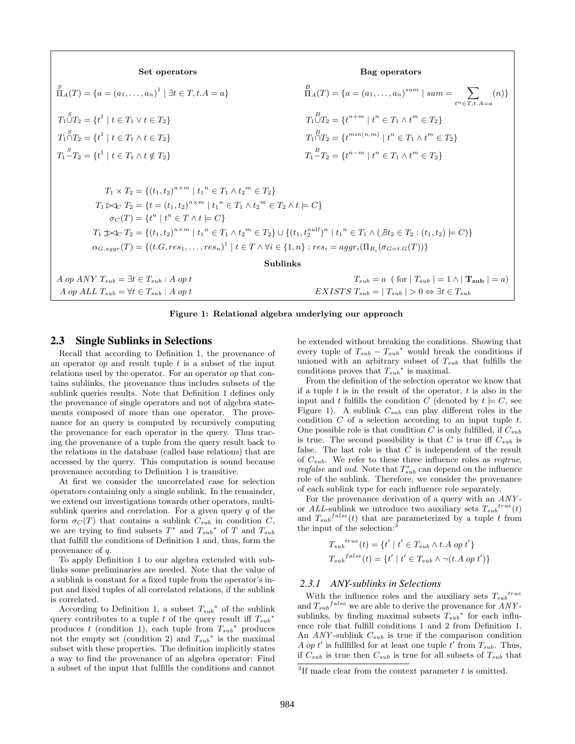**Set operators**

$$\overset{S}{\Pi}_A(T) = \{a = (a_1, \ldots, a_n)^1 \mid \exists t \in T, t.A = a\}$$

$$T_1 \overset{S}{\cup} T_2 = \{t^1 \mid t \in T_1 \vee t \in T_2\}$$

$$T_1 \overset{S}{\cap} T_2 = \{t^1 \mid t \in T_1 \wedge t \in T_2\}$$

$$T_1 \overset{S}{-} T_2 = \{t^1 \mid t \in T_1 \wedge t \notin T_2\}$$

**Bag operators**

$$\overset{B}{\Pi}_A(T) = \{a = (a_1, \ldots, a_n)^{sum} \mid sum = \sum_{t^n \in T, t.A = a} (n)\}$$

$$T_1 \overset{B}{\cup} T_2 = \{t^{n+m} \mid t^n \in T_1 \wedge t^m \in T_2\}$$

$$T_1 \overset{B}{\cap} T_2 = \{t^{min(n,m)} \mid t^n \in T_1 \wedge t^m \in T_2\}$$

$$T_1 \overset{B}{-} T_2 = \{t^{n-m} \mid t^n \in T_1 \wedge t^m \in T_2\}$$

$$T_1 \times T_2 = \{(t_1, t_2)^{n \times m} \mid t_1{}^n \in T_1 \wedge t_2{}^m \in T_2\}$$

$$T_1 \bowtie_C T_2 = \{t = (t_1, t_2)^{n \times m} \mid t_1{}^n \in T_1 \wedge t_2{}^m \in T_2 \wedge t \models C\}$$

$$\sigma_C(T) = \{t^n \mid t^n \in T \wedge t \models C\}$$

$$T_1 ⟕_C T_2 = \{(t_1, t_2)^{n \times m} \mid t_1{}^n \in T_1 \wedge t_2{}^m \in T_2\} \cup \{(t_1, t_2^{null})^n \mid t_1{}^n \in T_1 \wedge (\nexists t_2 \in T_2 : (t_1, t_2) \models C)\}$$

$$\alpha_{G,aggr}(T) = \{(t.G, res_1, \ldots, res_n)^1 \mid t \in T \wedge \forall i \in \{1, n\} : res_i = aggr_i(\Pi_{B_i}(\sigma_{G=t.G}(T))\}$$

**Sublinks**

$A \; op \; ANY \; T_{sub} = \exists t \in T_{sub} : A \; op \; t$

$A \; op \; ALL \; T_{sub} = \forall t \in T_{sub} : A \; op \; t$

$T_{sub} = a$ ( for $\mid T_{sub} \mid = 1 \wedge \mid \mathbf{T_{sub}} \mid = a$)

$EXISTS \; T_{sub} = \mid T_{sub} \mid > 0 \Leftrightarrow \exists t \in T_{sub}$

**Figure 1: Relational algebra underlying our approach**

## 2.3 Single Sublinks in Selections

Recall that according to Definition 1, the provenance of an operator $op$ and result tuple $t$ is a subset of the input relations used by the operator. For an operator $op$ that contains sublinks, the provenance thus includes subsets of the sublink queries results. Note that Definition 1 defines only the provenance of single operators and not of algebra statements composed of more than one operator. The provenance for an query is computed by recursively computing the provenance for each operator in the query. Thus tracing the provenance of a tuple from the query result back to the relations in the database (called base relations) that are accessed by the query. This computation is sound because provenance according to Definition 1 is transitive.

At first we consider the uncorrelated case for selection operators containing only a single sublink. In the remainder, we extend our investigations towards other operators, multi-sublink queries and correlation. For a given query $q$ of the form $\sigma_C(T)$ that contains a sublink $C_{sub}$ in condition $C$, we are trying to find subsets $T^*$ and $T_{sub}{}^*$ of $T$ and $T_{sub}$ that fulfill the conditions of Definition 1 and, thus, form the provenance of $q$.

To apply Definition 1 to our algebra extended with sublinks some preliminaries are needed. Note that the value of a sublink is constant for a fixed tuple from the operator's input and fixed tuples of all correlated relations, if the sublink is correlated.

According to Definition 1, a subset $T_{sub}{}^*$ of the sublink query contributes to a tuple $t$ of the query result iff $T_{sub}{}^*$ produces $t$ (condition 1), each tuple from $T_{sub}{}^*$ produces not the empty set (condition 2) and $T_{sub}{}^*$ is the maximal subset with these properties. The definition implicitly states a way to find the provenance of an algebra operator: Find a subset of the input that fulfills the conditions and cannot be extended without breaking the conditions. Showing that every tuple of $T_{sub} - T_{sub}{}^*$ would break the conditions if unioned with an arbitrary subset of $T_{sub}$ that fulfills the conditions proves that $T_{sub}{}^*$ is maximal.

From the definition of the selection operator we know that if a tuple $t$ is in the result of the operator, $t$ is also in the input and $t$ fulfills the condition $C$ (denoted by $t \models C$, see Figure 1). A sublink $C_{sub}$ can play different roles in the condition $C$ of a selection according to an input tuple $t$. One possible role is that condition $C$ is only fulfilled, if $C_{sub}$ is true. The second possibility is that $C$ is true iff $C_{sub}$ is false. The last role is that $C$ is independent of the result of $C_{sub}$. We refer to these three influence roles as *reqtrue*, *reqfalse* and *ind*. Note that $T^*_{sub}$ can depend on the influence role of the sublink. Therefore, we consider the provenance of each sublink type for each influence role separately.

For the provenance derivation of a query with an *ANY*- or *ALL*-sublink we introduce two auxiliary sets $T_{sub}{}^{true}(t)$ and $T_{sub}{}^{false}(t)$ that are parameterized by a tuple $t$ from the input of the selection:[3]

$$T_{sub}{}^{true}(t) = \{t' \mid t' \in T_{sub} \wedge t.A \; op \; t'\}$$

$$T_{sub}{}^{false}(t) = \{t' \mid t' \in T_{sub} \wedge \neg(t.A \; op \; t')\}$$

### 2.3.1 ANY-sublinks in Selections

With the influence roles and the auxiliary sets $T_{sub}{}^{true}$ and $T_{sub}{}^{false}$ we are able to derive the provenance for *ANY*-sublinks, by finding maximal subsets $T_{sub}{}^*$ for each influence role that fulfill conditions 1 and 2 from Definition 1. An *ANY*-sublink $C_{sub}$ is true if the comparison condition $A \; op \; t'$ is fullfilled for at least one tuple $t'$ from $T_{sub}$. Thus, if $C_{sub}$ is true then $C_{sub}$ is true for all subsets of $T_{sub}$ that

[3]If made clear from the context parameter $t$ is omitted.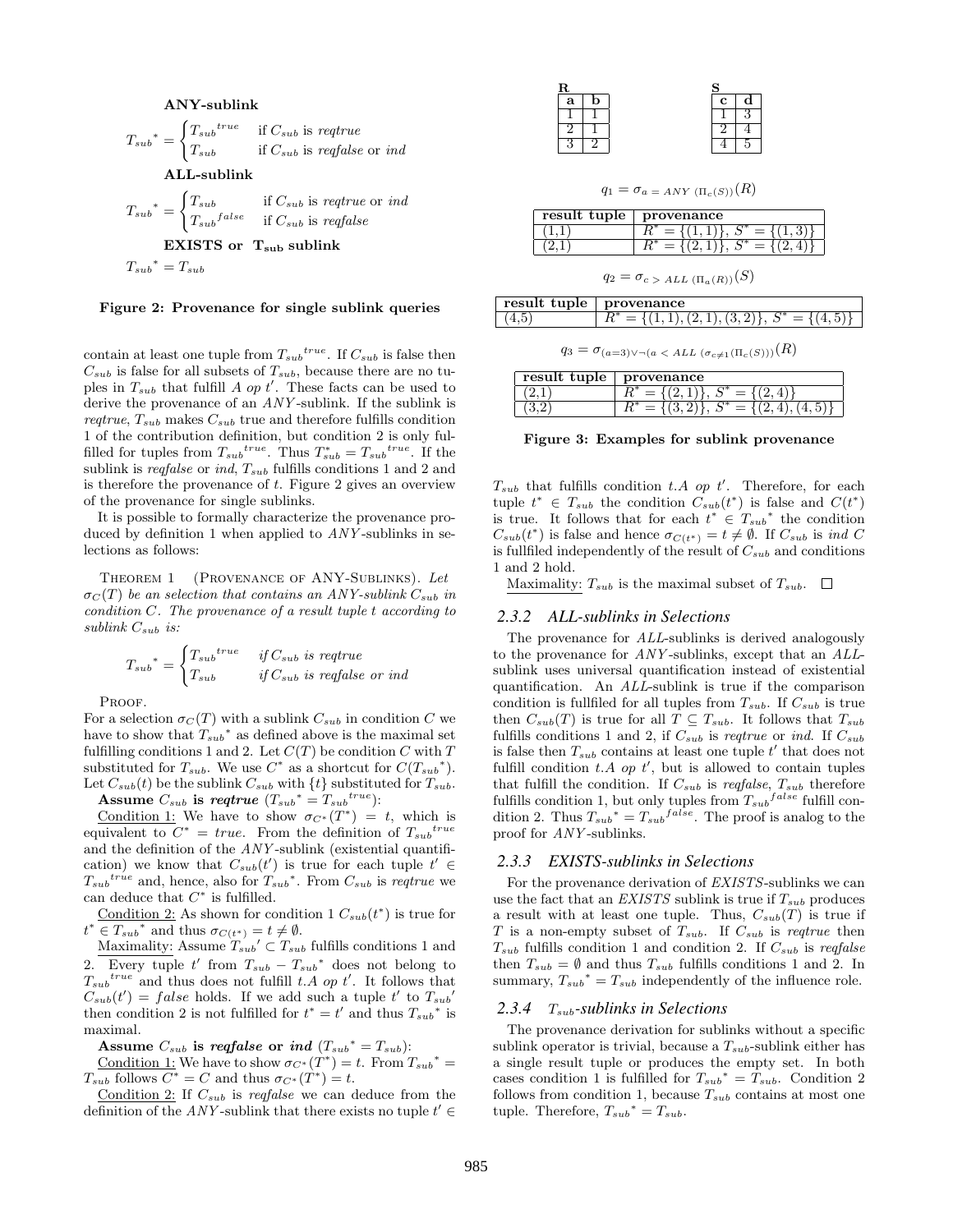**ANY-sublink**

$$T_{sub}{}^{*} = \begin{cases} T_{sub}{}^{true} & \text{if } C_{sub} \text{ is } \textit{reqtrue} \\ T_{sub} & \text{if } C_{sub} \text{ is } \textit{reqfalse} \text{ or } \textit{ind} \end{cases}$$

**ALL-sublink**

$$T_{sub}{}^{*} = \begin{cases} T_{sub} & \text{if } C_{sub} \text{ is } \textit{reqtrue} \text{ or } \textit{ind} \\ T_{sub}{}^{false} & \text{if } C_{sub} \text{ is } \textit{reqfalse} \end{cases}$$

**EXISTS or $T_{sub}$ sublink**

$$T_{sub}{}^{*} = T_{sub}$$

**Figure 2: Provenance for single sublink queries**

contain at least one tuple from $T_{sub}{}^{true}$. If $C_{sub}$ is false then $C_{sub}$ is false for all subsets of $T_{sub}$, because there are no tuples in $T_{sub}$ that fulfill $A\ op\ t'$. These facts can be used to derive the provenance of an *ANY*-sublink. If the sublink is *reqtrue*, $T_{sub}$ makes $C_{sub}$ true and therefore fulfills condition 1 of the contribution definition, but condition 2 is only fulfilled for tuples from $T_{sub}{}^{true}$. Thus $T^{*}_{sub} = T_{sub}{}^{true}$. If the sublink is *reqfalse* or *ind*, $T_{sub}$ fulfills conditions 1 and 2 and is therefore the provenance of $t$. Figure 2 gives an overview of the provenance for single sublinks.

It is possible to formally characterize the provenance produced by definition 1 when applied to *ANY*-sublinks in selections as follows:

Theorem 1 (Provenance of ANY-Sublinks). *Let $\sigma_C(T)$ be an selection that contains an ANY-sublink $C_{sub}$ in condition $C$. The provenance of a result tuple $t$ according to sublink $C_{sub}$ is:*

$$T_{sub}{}^{*} = \begin{cases} T_{sub}{}^{true} & \text{if } C_{sub} \text{ is reqtrue} \\ T_{sub} & \text{if } C_{sub} \text{ is reqfalse or ind} \end{cases}$$

Proof.
For a selection $\sigma_C(T)$ with a sublink $C_{sub}$ in condition $C$ we have to show that $T_{sub}{}^{*}$ as defined above is the maximal set fulfilling conditions 1 and 2. Let $C(T)$ be condition $C$ with $T$ substituted for $T_{sub}$. We use $C^{*}$ as a shortcut for $C(T_{sub}{}^{*})$. Let $C_{sub}(t)$ be the sublink $C_{sub}$ with $\{t\}$ substituted for $T_{sub}$.

**Assume $C_{sub}$ is *reqtrue* ($T_{sub}{}^{*} = T_{sub}{}^{true}$):**

Condition 1: We have to show $\sigma_{C^{*}}(T^{*}) = t$, which is equivalent to $C^{*} = true$. From the definition of $T_{sub}{}^{true}$ and the definition of the *ANY*-sublink (existential quantification) we know that $C_{sub}(t')$ is true for each tuple $t' \in T_{sub}{}^{true}$ and, hence, also for $T_{sub}{}^{*}$. From $C_{sub}$ is *reqtrue* we can deduce that $C^{*}$ is fulfilled.

Condition 2: As shown for condition 1 $C_{sub}(t^{*})$ is true for $t^{*} \in T_{sub}{}^{*}$ and thus $\sigma_{C(t^{*})} = t \neq \emptyset$.

Maximality: Assume $T_{sub}{}' \subset T_{sub}$ fulfills conditions 1 and 2. Every tuple $t'$ from $T_{sub} - T_{sub}{}^{*}$ does not belong to $T_{sub}{}^{true}$ and thus does not fulfill $t.A\ op\ t'$. It follows that $C_{sub}(t') = false$ holds. If we add such a tuple $t'$ to $T_{sub}{}'$ then condition 2 is not fulfilled for $t^{*} = t'$ and thus $T_{sub}{}^{*}$ is maximal.

**Assume $C_{sub}$ is *reqfalse* or *ind* ($T_{sub}{}^{*} = T_{sub}$):**

Condition 1: We have to show $\sigma_{C^{*}}(T^{*}) = t$. From $T_{sub}{}^{*} = T_{sub}$ follows $C^{*} = C$ and thus $\sigma_{C^{*}}(T^{*}) = t$.

Condition 2: If $C_{sub}$ is *reqfalse* we can deduce from the definition of the *ANY*-sublink that there exists no tuple $t' \in T_{sub}$ that fulfills condition $t.A\ op\ t'$. Therefore, for each tuple $t^{*} \in T_{sub}$ the condition $C_{sub}(t^{*})$ is false and $C(t^{*})$ is true. It follows that for each $t^{*} \in T_{sub}{}^{*}$ the condition $C_{sub}(t^{*})$ is false and hence $\sigma_{C(t^{*})} = t \neq \emptyset$. If $C_{sub}$ is *ind* $C$ is fullfiled independently of the result of $C_{sub}$ and conditions 1 and 2 hold.

Maximality: $T_{sub}$ is the maximal subset of $T_{sub}$. □

**R**

| a | b |
|---|---|
| 1 | 1 |
| 2 | 1 |
| 3 | 2 |

**S**

| c | d |
|---|---|
| 1 | 3 |
| 2 | 4 |
| 4 | 5 |

$$q_1 = \sigma_{a\ =\ ANY\ (\Pi_c(S))}(R)$$

| result tuple | provenance |
|---|---|
| (1,1) | $R^{*} = \{(1,1)\}$, $S^{*} = \{(1,3)\}$ |
| (2,1) | $R^{*} = \{(2,1)\}$, $S^{*} = \{(2,4)\}$ |

$$q_2 = \sigma_{c\ >\ ALL\ (\Pi_a(R))}(S)$$

| result tuple | provenance |
|---|---|
| (4,5) | $R^{*} = \{(1,1),(2,1),(3,2)\}$, $S^{*} = \{(4,5)\}$ |

$$q_3 = \sigma_{(a=3) \vee \neg(a\ <\ ALL\ (\sigma_{c \neq 1}(\Pi_c(S))))}(R)$$

| result tuple | provenance |
|---|---|
| (2,1) | $R^{*} = \{(2,1)\}$, $S^{*} = \{(2,4)\}$ |
| (3,2) | $R^{*} = \{(3,2)\}$, $S^{*} = \{(2,4),(4,5)\}$ |

**Figure 3: Examples for sublink provenance**

### 2.3.2 ALL-sublinks in Selections

The provenance for *ALL*-sublinks is derived analogously to the provenance for *ANY*-sublinks, except that an *ALL*-sublink uses universal quantification instead of existential quantification. An *ALL*-sublink is true if the comparison condition is fullfiled for all tuples from $T_{sub}$. If $C_{sub}$ is true then $C_{sub}(T)$ is true for all $T \subseteq T_{sub}$. It follows that $T_{sub}$ fulfills conditions 1 and 2, if $C_{sub}$ is *reqtrue* or *ind*. If $C_{sub}$ is false then $T_{sub}$ contains at least one tuple $t'$ that does not fulfill condition $t.A\ op\ t'$, but is allowed to contain tuples that fulfill the condition. If $C_{sub}$ is *reqfalse*, $T_{sub}$ therefore fulfills condition 1, but only tuples from $T_{sub}{}^{false}$ fulfill condition 2. Thus $T_{sub}{}^{*} = T_{sub}{}^{false}$. The proof is analog to the proof for *ANY*-sublinks.

### 2.3.3 EXISTS-sublinks in Selections

For the provenance derivation of *EXISTS*-sublinks we can use the fact that an *EXISTS* sublink is true if $T_{sub}$ produces a result with at least one tuple. Thus, $C_{sub}(T)$ is true if $T$ is a non-empty subset of $T_{sub}$. If $C_{sub}$ is *reqtrue* then $T_{sub}$ fulfills condition 1 and condition 2. If $C_{sub}$ is *reqfalse* then $T_{sub} = \emptyset$ and thus $T_{sub}$ fulfills conditions 1 and 2. In summary, $T_{sub}{}^{*} = T_{sub}$ independently of the influence role.

### 2.3.4 $T_{sub}$-sublinks in Selections

The provenance derivation for sublinks without a specific sublink operator is trivial, because a $T_{sub}$-sublink either has a single result tuple or produces the empty set. In both cases condition 1 is fulfilled for $T_{sub}{}^{*} = T_{sub}$. Condition 2 follows from condition 1, because $T_{sub}$ contains at most one tuple. Therefore, $T_{sub}{}^{*} = T_{sub}$.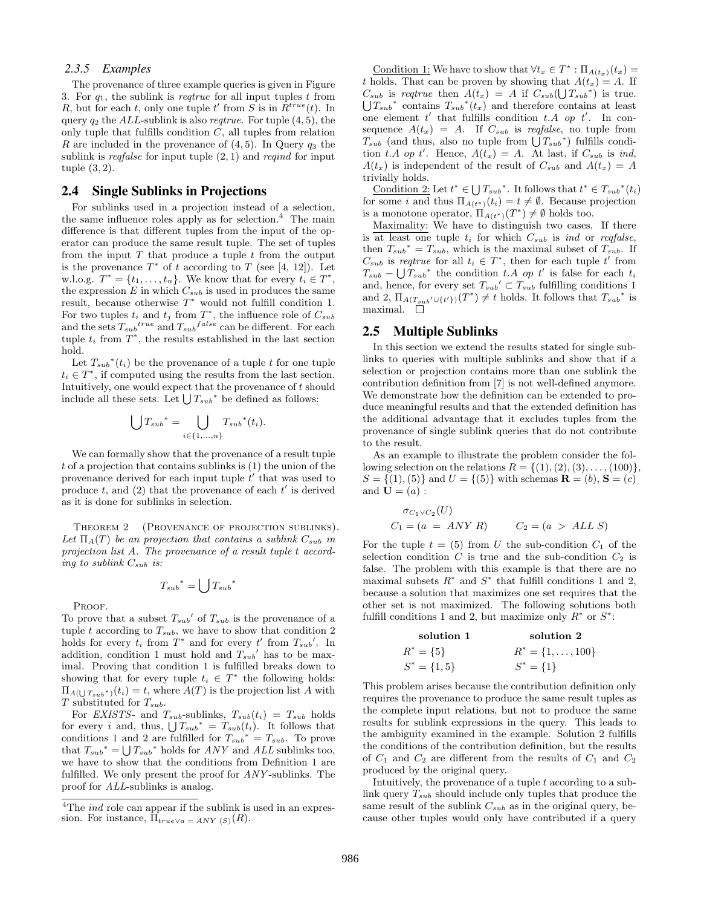### 2.3.5 Examples

The provenance of three example queries is given in Figure 3. For $q_1$, the sublink is *reqtrue* for all input tuples $t$ from $R$, but for each $t$, only one tuple $t'$ from $S$ is in $R^{true}(t)$. In query $q_2$ the *ALL*-sublink is also *reqtrue*. For tuple $(4, 5)$, the only tuple that fulfills condition $C$, all tuples from relation $R$ are included in the provenance of $(4, 5)$. In Query $q_3$ the sublink is *reqfalse* for input tuple $(2, 1)$ and *reqind* for input tuple $(3, 2)$.

## 2.4 Single Sublinks in Projections

For sublinks used in a projection instead of a selection, the same influence roles apply as for selection.[4] The main difference is that different tuples from the input of the operator can produce the same result tuple. The set of tuples from the input $T$ that produce a tuple $t$ from the output is the provenance $T^*$ of $t$ according to $T$ (see [4, 12]). Let w.l.o.g. $T^* = \{t_1, \ldots, t_n\}$. We know that for every $t_i \in T^*$, the expression $E$ in which $C_{sub}$ is used in produces the same result, because otherwise $T^*$ would not fulfill condition 1. For two tuples $t_i$ and $t_j$ from $T^*$, the influence role of $C_{sub}$ and the sets ${T_{sub}}^{true}$ and ${T_{sub}}^{false}$ can be different. For each tuple $t_i$ from $T^*$, the results established in the last section hold.

Let ${T_{sub}}^*(t_i)$ be the provenance of a tuple $t$ for one tuple $t_i \in T^*$, if computed using the results from the last section. Intuitively, one would expect that the provenance of $t$ should include all these sets. Let $\bigcup {T_{sub}}^*$ be defined as follows:

$$\bigcup {T_{sub}}^* = \bigcup_{i \in \{1,\ldots,n\}} {T_{sub}}^*(t_i).$$

We can formally show that the provenance of a result tuple $t$ of a projection that contains sublinks is (1) the union of the provenance derived for each input tuple $t'$ that was used to produce $t$, and (2) that the provenance of each $t'$ is derived as it is done for sublinks in selection.

Theorem 2 (Provenance of projection sublinks). *Let $\Pi_A(T)$ be an projection that contains a sublink $C_{sub}$ in projection list $A$. The provenance of a result tuple $t$ according to sublink $C_{sub}$ is:*

$${T_{sub}}^* = \bigcup {T_{sub}}^*$$

Proof.
To prove that a subset ${T_{sub}}'$ of $T_{sub}$ is the provenance of a tuple $t$ according to $T_{sub}$, we have to show that condition 2 holds for every $t_i$ from $T^*$ and for every $t'$ from ${T_{sub}}'$. In addition, condition 1 must hold and ${T_{sub}}'$ has to be maximal. Proving that condition 1 is fulfilled breaks down to showing that for every tuple $t_i \in T^*$ the following holds: $\Pi_{A(\bigcup {T_{sub}}^*)}(t_i) = t$, where $A(T)$ is the projection list $A$ with $T$ substituted for $T_{sub}$.

For *EXISTS*- and $T_{sub}$-sublinks, $T_{sub}(t_i) = T_{sub}$ holds for every $i$ and, thus, $\bigcup {T_{sub}}^* = T_{sub}(t_i)$. It follows that conditions 1 and 2 are fulfilled for ${T_{sub}}^* = T_{sub}$. To prove that ${T_{sub}}^* = \bigcup {T_{sub}}^*$ holds for *ANY* and *ALL* sublinks too, we have to show that the conditions from Definition 1 are fulfilled. We only present the proof for *ANY*-sublinks. The proof for *ALL*-sublinks is analog.

Condition 1: We have to show that $\forall t_x \in T^* : \Pi_{A(t_x)}(t_x) = t$ holds. That can be proven by showing that $A(t_x) = A$. If $C_{sub}$ is *reqtrue* then $A(t_x) = A$ if $C_{sub}(\bigcup {T_{sub}}^*)$ is true. $\bigcup {T_{sub}}^*$ contains ${T_{sub}}^*(t_x)$ and therefore contains at least one element $t'$ that fulfills condition $t.A\ op\ t'$. In consequence $A(t_x) = A$. If $C_{sub}$ is *reqfalse*, no tuple from $T_{sub}$ (and thus, also no tuple from $\bigcup {T_{sub}}^*$) fulfills condition $t.A\ op\ t'$. Hence, $A(t_x) = A$. At last, if $C_{sub}$ is *ind*, $A(t_x)$ is independent of the result of $C_{sub}$ and $A(t_x) = A$ trivially holds.

Condition 2: Let $t^* \in \bigcup {T_{sub}}^*$. It follows that $t^* \in {T_{sub}}^*(t_i)$ for some $i$ and thus $\Pi_{A(t^*)}(t_i) = t \neq \emptyset$. Because projection is a monotone operator, $\Pi_{A(t^*)}(T^*) \neq \emptyset$ holds too.

Maximality: We have to distinguish two cases. If there is at least one tuple $t_i$ for which $C_{sub}$ is *ind* or *reqfalse*, then ${T_{sub}}^* = T_{sub}$, which is the maximal subset of $T_{sub}$. If $C_{sub}$ is *reqtrue* for all $t_i \in T^*$, then for each tuple $t'$ from $T_{sub} - \bigcup {T_{sub}}^*$ the condition $t.A\ op\ t'$ is false for each $t_i$ and, hence, for every set ${T_{sub}}' \subset T_{sub}$ fulfilling conditions 1 and 2, $\Pi_{A({T_{sub}}' \cup \{t'\})}(T^*) \neq t$ holds. It follows that ${T_{sub}}^*$ is maximal. $\square$

## 2.5 Multiple Sublinks

In this section we extend the results stated for single sublinks to queries with multiple sublinks and show that if a selection or projection contains more than one sublink the contribution definition from [7] is not well-defined anymore. We demonstrate how the definition can be extended to produce meaningful results and that the extended definition has the additional advantage that it excludes tuples from the provenance of single sublink queries that do not contribute to the result.

As an example to illustrate the problem consider the following selection on the relations $R = \{(1), (2), (3), \ldots, (100)\}$, $S = \{(1), (5)\}$ and $U = \{(5)\}$ with schemas $\mathbf{R} = (b)$, $\mathbf{S} = (c)$ and $\mathbf{U} = (a)$ :

$$\sigma_{C_1 \vee C_2}(U)$$
$$C_1 = (a\ =\ ANY\ R) \qquad C_2 = (a\ >\ ALL\ S)$$

For the tuple $t = (5)$ from $U$ the sub-condition $C_1$ of the selection condition $C$ is true and the sub-condition $C_2$ is false. The problem with this example is that there are no maximal subsets $R^*$ and $S^*$ that fulfill conditions 1 and 2, because a solution that maximizes one set requires that the other set is not maximized. The following solutions both fulfill conditions 1 and 2, but maximize only $R^*$ or $S^*$:

| **solution 1** | **solution 2** |
|---|---|
| $R^* = \{5\}$ | $R^* = \{1, \ldots, 100\}$ |
| $S^* = \{1, 5\}$ | $S^* = \{1\}$ |

This problem arises because the contribution definition only requires the provenance to produce the same result tuples as the complete input relations, but not to produce the same results for sublink expressions in the query. This leads to the ambiguity examined in the example. Solution 2 fulfills the conditions of the contribution definition, but the results of $C_1$ and $C_2$ are different from the results of $C_1$ and $C_2$ produced by the original query.

Intuitively, the provenance of a tuple $t$ according to a sublink query $T_{sub}$ should include only tuples that produce the same result of the sublink $C_{sub}$ as in the original query, because other tuples would only have contributed if a query

[4] The *ind* role can appear if the sublink is used in an expression. For instance, $\Pi_{true \vee a\ =\ ANY\ (S)}(R)$.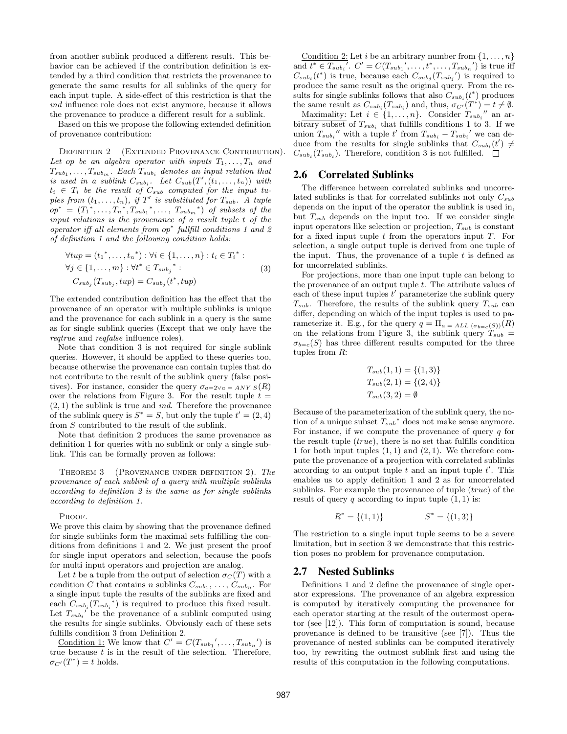from another sublink produced a different result. This behavior can be achieved if the contribution definition is extended by a third condition that restricts the provenance to generate the same results for all sublinks of the query for each input tuple. A side-effect of this restriction is that the *ind* influence role does not exist anymore, because it allows the provenance to produce a different result for a sublink.

Based on this we propose the following extended definition of provenance contribution:

Definition 2 (Extended Provenance Contribution). *Let op be an algebra operator with inputs $T_1, \ldots, T_n$ and $T_{sub_1}, \ldots, T_{sub_m}$. Each $T_{sub_i}$ denotes an input relation that is used in a sublink $C_{sub_i}$. Let $C_{sub}(T', (t_1, \ldots, t_n))$ with $t_i \in T_i$ be the result of $C_{sub}$ computed for the input tuples from $(t_1, \ldots, t_n)$, if $T'$ is substituted for $T_{sub}$. A tuple $op^* = ({T_1}^*, \ldots, {T_n}^*, {T_{sub_1}}^*, \ldots, {T_{sub_m}}^*)$ of subsets of the input relations is the provenance of a result tuple t of the operator iff all elements from $op^*$ fullfill conditions 1 and 2 of definition 1 and the following condition holds:*

$$
\begin{aligned}
&\forall tup = ({t_1}^*, \ldots, {t_n}^*) : \forall i \in \{1, \ldots, n\} : t_i \in {T_i}^* : \\
&\forall j \in \{1, \ldots, m\} : \forall t^* \in {T_{sub_j}}^* : \\
&C_{sub_j}(T_{sub_j}, tup) = C_{sub_j}(t^*, tup)
\end{aligned}
\tag{3}
$$

The extended contribution definition has the effect that the provenance of an operator with multiple sublinks is unique and the provenance for each sublink in a query is the same as for single sublink queries (Except that we only have the *reqtrue* and *reqfalse* influence roles).

Note that condition 3 is not required for single sublink queries. However, it should be applied to these queries too, because otherwise the provenance can contain tuples that do not contribute to the result of the sublink query (false positives). For instance, consider the query $\sigma_{a=2 \vee a\ =\ ANY\ S}(R)$ over the relations from Figure 3. For the result tuple $t = (2, 1)$ the sublink is true and *ind*. Therefore the provenance of the sublink query is $S^* = S$, but only the tuple $t' = (2, 4)$ from $S$ contributed to the result of the sublink.

Note that definition 2 produces the same provenance as definition 1 for queries with no sublink or only a single sublink. This can be formally proven as follows:

Theorem 3 (Provenance under definition 2). *The provenance of each sublink of a query with multiple sublinks according to definition 2 is the same as for single sublinks according to definition 1.*

Proof.
We prove this claim by showing that the provenance defined for single sublinks form the maximal sets fulfilling the conditions from definitions 1 and 2. We just present the proof for single input operators and selection, because the poofs for multi input operators and projection are analog.

Let $t$ be a tuple from the output of selection $\sigma_C(T)$ with a condition $C$ that contains $n$ sublinks $C_{sub_1}, \ldots, C_{sub_n}$. For a single input tuple the results of the sublinks are fixed and each $C_{sub_i}({T_{sub_i}}^*)$ is required to produce this fixed result. Let ${T_{sub_i}}'$ be the provenance of a sublink computed using the results for single sublinks. Obviously each of these sets fulfills condition 3 from Definition 2.

<u>Condition 1:</u> We know that $C' = C({T_{sub_1}}', \ldots, {T_{sub_n}}')$ is true because $t$ is in the result of the selection. Therefore, $\sigma_{C'}(T^*) = t$ holds.

<u>Condition 2:</u> Let $i$ be an arbitrary number from $\{1, \ldots, n\}$ and $t^* \in {T_{sub_i}}'$. $C' = C({T_{sub_1}}', \ldots, t^*, \ldots, {T_{sub_n}}')$ is true iff $C_{sub_i}(t^*)$ is true, because each $C_{sub_j}({T_{sub_j}}')$ is required to produce the same result as the original query. From the results for single sublinks follows that also $C_{sub_i}(t^*)$ produces the same result as $C_{sub_i}(T_{sub_i})$ and, thus, $\sigma_{C'}(T^*) = t \neq \emptyset$.

<u>Maximality:</u> Let $i \in \{1, \ldots, n\}$. Consider ${T_{sub_i}}''$ an arbitrary subset of $T_{sub_i}$ that fulfills conditions 1 to 3. If we union ${T_{sub_i}}''$ with a tuple $t'$ from $T_{sub_i} - {T_{sub_i}}'$ we can deduce from the results for single sublinks that $C_{sub_i}(t') \neq C_{sub_i}(T_{sub_i})$. Therefore, condition 3 is not fulfilled. □

## 2.6 Correlated Sublinks

The difference between correlated sublinks and uncorrelated sublinks is that for correlated sublinks not only $C_{sub}$ depends on the input of the operator the sublink is used in, but $T_{sub}$ depends on the input too. If we consider single input operators like selection or projection, $T_{sub}$ is constant for a fixed input tuple $t$ from the operators input $T$. For selection, a single output tuple is derived from one tuple of the input. Thus, the provenance of a tuple $t$ is defined as for uncorrelated sublinks.

For projections, more than one input tuple can belong to the provenance of an output tuple $t$. The attribute values of each of these input tuples $t'$ parameterize the sublink query $T_{sub}$. Therefore, the results of the sublink query $T_{sub}$ can differ, depending on which of the input tuples is used to parameterize it. E.g., for the query $q = \Pi_{a\ =\ ALL\ (\sigma_{b=c}(S))}(R)$ on the relations from Figure 3, the sublink query $T_{sub} = \sigma_{b=c}(S)$ has three different results computed for the three tuples from $R$:

$$
\begin{aligned}
T_{sub}(1, 1) &= \{(1, 3)\} \\
T_{sub}(2, 1) &= \{(2, 4)\} \\
T_{sub}(3, 2) &= \emptyset
\end{aligned}
$$

Because of the parameterization of the sublink query, the notion of a unique subset ${T_{sub}}^*$ does not make sense anymore. For instance, if we compute the provenance of query $q$ for the result tuple $(true)$, there is no set that fulfills condition 1 for both input tuples $(1, 1)$ and $(2, 1)$. We therefore compute the provenance of a projection with correlated sublinks according to an output tuple $t$ and an input tuple $t'$. This enables us to apply definition 1 and 2 as for uncorrelated sublinks. For example the provenance of tuple $(true)$ of the result of query $q$ according to input tuple $(1, 1)$ is:

$$
R^* = \{(1, 1)\} \qquad\qquad S^* = \{(1, 3)\}
$$

The restriction to a single input tuple seems to be a severe limitation, but in section 3 we demonstrate that this restriction poses no problem for provenance computation.

## 2.7 Nested Sublinks

Definitions 1 and 2 define the provenance of single operator expressions. The provenance of an algebra expression is computed by iteratively computing the provenance for each operator starting at the result of the outermost operator (see [12]). This form of computation is sound, because provenance is defined to be transitive (see [7]). Thus the provenance of nested sublinks can be computed iteratively too, by rewriting the outmost sublink first and using the results of this computation in the following computations.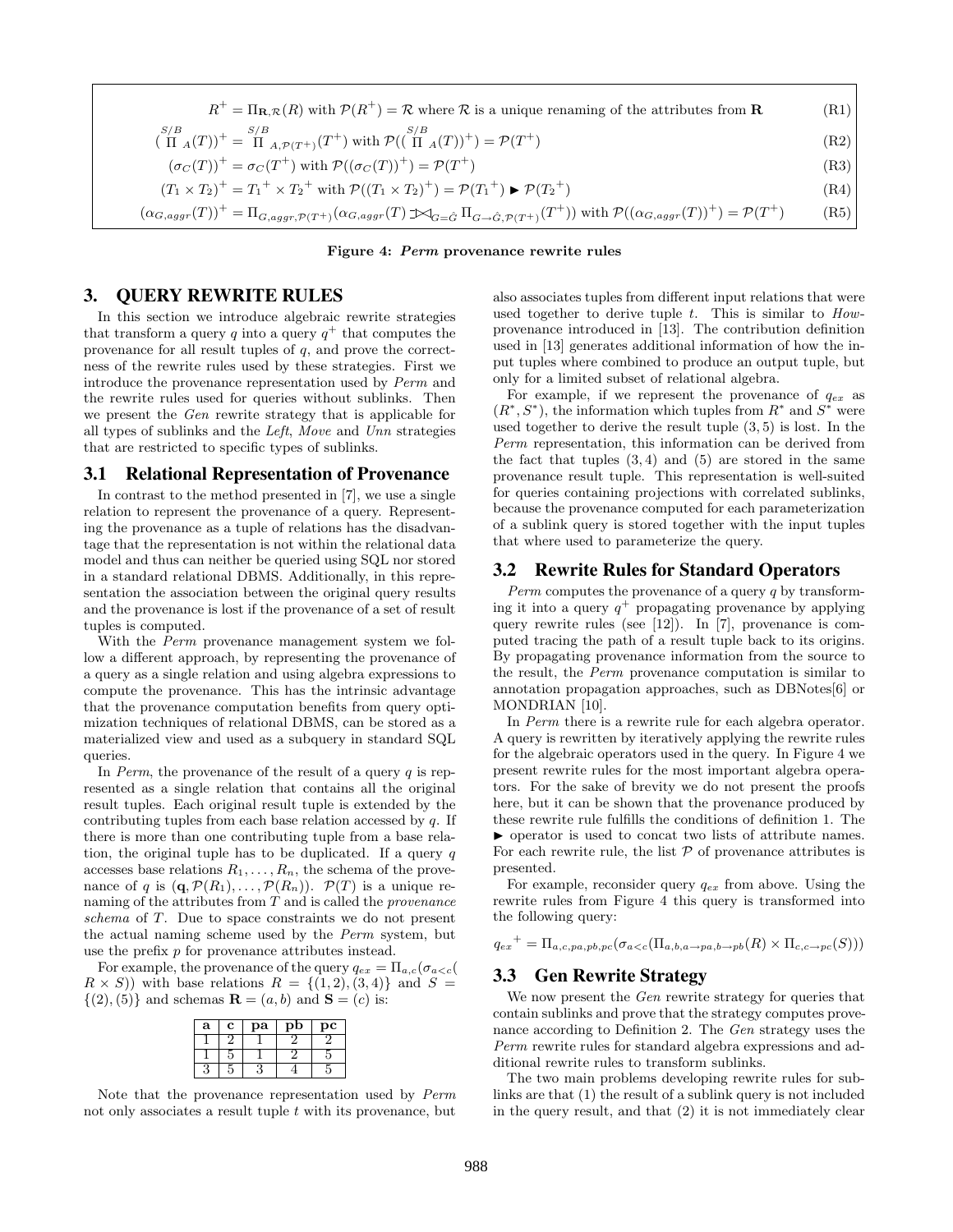$$R^+ = \Pi_{\mathbf{R},\mathcal{R}}(R) \text{ with } \mathcal{P}(R^+) = \mathcal{R} \text{ where } \mathcal{R} \text{ is a unique renaming of the attributes from } \mathbf{R} \tag{R1}$$

$$(\overset{S/B}{\Pi}_A(T))^+ = \overset{S/B}{\Pi}_{A,\mathcal{P}(T^+)}(T^+) \text{ with } \mathcal{P}((\overset{S/B}{\Pi}_A(T))^+) = \mathcal{P}(T^+) \tag{R2}$$

$$(\sigma_C(T))^+ = \sigma_C(T^+) \text{ with } \mathcal{P}((\sigma_C(T))^+) = \mathcal{P}(T^+) \tag{R3}$$

$$(T_1 \times T_2)^+ = {T_1}^+ \times {T_2}^+ \text{ with } \mathcal{P}((T_1 \times T_2)^+) = \mathcal{P}({T_1}^+) \blacktriangleright \mathcal{P}({T_2}^+) \tag{R4}$$

$$(\alpha_{G,aggr}(T))^+ = \Pi_{G,aggr,\mathcal{P}(T^+)}(\alpha_{G,aggr}(T) \bowtie_{G=\hat{G}} \Pi_{G\rightarrow\hat{G},\mathcal{P}(T^+)}(T^+)) \text{ with } \mathcal{P}((\alpha_{G,aggr}(T))^+) = \mathcal{P}(T^+) \tag{R5}$$

**Figure 4: *Perm* provenance rewrite rules**

## 3. QUERY REWRITE RULES

In this section we introduce algebraic rewrite strategies that transform a query $q$ into a query $q^+$ that computes the provenance for all result tuples of $q$, and prove the correctness of the rewrite rules used by these strategies. First we introduce the provenance representation used by *Perm* and the rewrite rules used for queries without sublinks. Then we present the *Gen* rewrite strategy that is applicable for all types of sublinks and the *Left*, *Move* and *Unn* strategies that are restricted to specific types of sublinks.

### 3.1 Relational Representation of Provenance

In contrast to the method presented in [7], we use a single relation to represent the provenance of a query. Representing the provenance as a tuple of relations has the disadvantage that the representation is not within the relational data model and thus can neither be queried using SQL nor stored in a standard relational DBMS. Additionally, in this representation the association between the original query results and the provenance is lost if the provenance of a set of result tuples is computed.

With the *Perm* provenance management system we follow a different approach, by representing the provenance of a query as a single relation and using algebra expressions to compute the provenance. This has the intrinsic advantage that the provenance computation benefits from query optimization techniques of relational DBMS, can be stored as a materialized view and used as a subquery in standard SQL queries.

In *Perm*, the provenance of the result of a query $q$ is represented as a single relation that contains all the original result tuples. Each original result tuple is extended by the contributing tuples from each base relation accessed by $q$. If there is more than one contributing tuple from a base relation, the original tuple has to be duplicated. If a query $q$ accesses base relations $R_1, \ldots, R_n$, the schema of the provenance of $q$ is $(\mathbf{q}, \mathcal{P}(R_1), \ldots, \mathcal{P}(R_n))$. $\mathcal{P}(T)$ is a unique renaming of the attributes from $T$ and is called the *provenance schema* of $T$. Due to space constraints we do not present the actual naming scheme used by the *Perm* system, but use the prefix $p$ for provenance attributes instead.

For example, the provenance of the query $q_{ex} = \Pi_{a,c}(\sigma_{a<c}(R \times S))$ with base relations $R = \{(1,2),(3,4)\}$ and $S = \{(2),(5)\}$ and schemas $\mathbf{R} = (a,b)$ and $\mathbf{S} = (c)$ is:

| a | c | pa | pb | pc |
|---|---|---|---|---|
| 1 | 2 | 1 | 2 | 2 |
| 1 | 5 | 1 | 2 | 5 |
| 3 | 5 | 3 | 4 | 5 |

Note that the provenance representation used by *Perm* not only associates a result tuple $t$ with its provenance, but also associates tuples from different input relations that were used together to derive tuple $t$. This is similar to *How*-provenance introduced in [13]. The contribution definition used in [13] generates additional information of how the input tuples where combined to produce an output tuple, but only for a limited subset of relational algebra.

For example, if we represent the provenance of $q_{ex}$ as $(R^*, S^*)$, the information which tuples from $R^*$ and $S^*$ were used together to derive the result tuple $(3,5)$ is lost. In the *Perm* representation, this information can be derived from the fact that tuples $(3,4)$ and $(5)$ are stored in the same provenance result tuple. This representation is well-suited for queries containing projections with correlated sublinks, because the provenance computed for each parameterization of a sublink query is stored together with the input tuples that where used to parameterize the query.

### 3.2 Rewrite Rules for Standard Operators

*Perm* computes the provenance of a query $q$ by transforming it into a query $q^+$ propagating provenance by applying query rewrite rules (see [12]). In [7], provenance is computed tracing the path of a result tuple back to its origins. By propagating provenance information from the source to the result, the *Perm* provenance computation is similar to annotation propagation approaches, such as DBNotes[6] or MONDRIAN [10].

In *Perm* there is a rewrite rule for each algebra operator. A query is rewritten by iteratively applying the rewrite rules for the algebraic operators used in the query. In Figure 4 we present rewrite rules for the most important algebra operators. For the sake of brevity we do not present the proofs here, but it can be shown that the provenance produced by these rewrite rule fulfills the conditions of definition 1. The $\blacktriangleright$ operator is used to concat two lists of attribute names. For each rewrite rule, the list $\mathcal{P}$ of provenance attributes is presented.

For example, reconsider query $q_{ex}$ from above. Using the rewrite rules from Figure 4 this query is transformed into the following query:

$${q_{ex}}^+ = \Pi_{a,c,pa,pb,pc}(\sigma_{a<c}(\Pi_{a,b,a\rightarrow pa,b\rightarrow pb}(R) \times \Pi_{c,c\rightarrow pc}(S)))$$

### 3.3 Gen Rewrite Strategy

We now present the *Gen* rewrite strategy for queries that contain sublinks and prove that the strategy computes provenance according to Definition 2. The *Gen* strategy uses the *Perm* rewrite rules for standard algebra expressions and additional rewrite rules to transform sublinks.

The two main problems developing rewrite rules for sublinks are that (1) the result of a sublink query is not included in the query result, and that (2) it is not immediately clear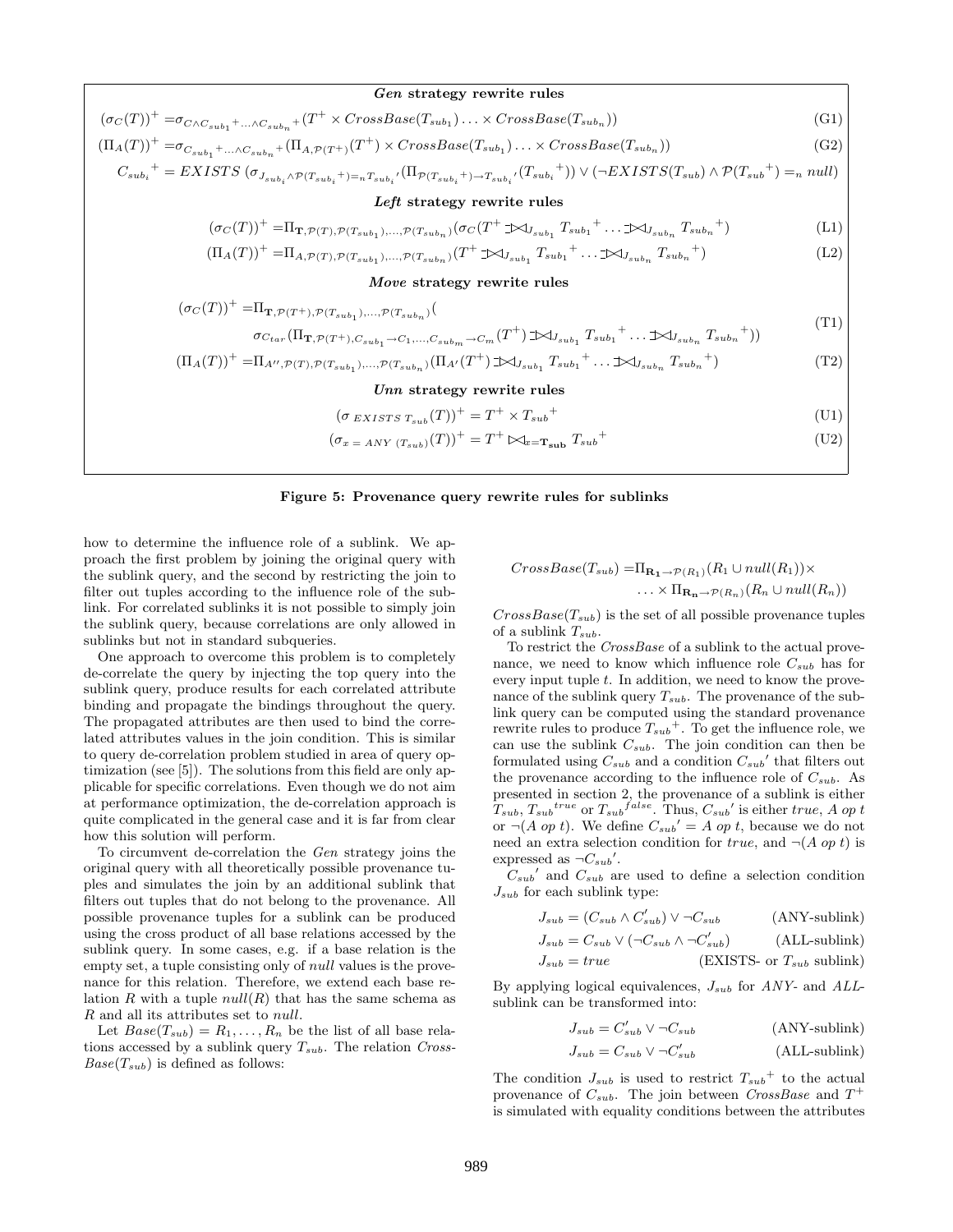***Gen* strategy rewrite rules**

$$(\sigma_C(T))^+ = \sigma_{C \wedge C_{sub_1}{}^+ \ldots \wedge C_{sub_n}{}^+}(T^+ \times CrossBase(T_{sub_1}) \ldots \times CrossBase(T_{sub_n})) \tag{G1}$$

$$(\Pi_A(T))^+ = \sigma_{C_{sub_1}{}^+ \ldots \wedge C_{sub_n}{}^+}(\Pi_{A,\mathcal{P}(T^+)}(T^+) \times CrossBase(T_{sub_1}) \ldots \times CrossBase(T_{sub_n})) \tag{G2}$$

$$C_{sub_i}{}^+ = EXISTS\ (\sigma_{J_{sub_i} \wedge \mathcal{P}(T_{sub_i}{}^+) =_n T_{sub_i}{}'}(\Pi_{\mathcal{P}(T_{sub_i}{}^+) \rightarrow T_{sub_i}{}'}(T_{sub_i}{}^+)) \vee (\neg EXISTS(T_{sub}) \wedge \mathcal{P}(T_{sub}{}^+) =_n null)$$

***Left* strategy rewrite rules**

$$(\sigma_C(T))^+ = \Pi_{\mathbf{T},\mathcal{P}(T),\mathcal{P}(T_{sub_1}),\ldots,\mathcal{P}(T_{sub_n})}(\sigma_C(T^+ \mathbin{⟕}_{J_{sub_1}} T_{sub_1}{}^+ \ldots \mathbin{⟕}_{J_{sub_n}} T_{sub_n}{}^+) \tag{L1}$$

$$(\Pi_A(T))^+ = \Pi_{A,\mathcal{P}(T),\mathcal{P}(T_{sub_1}),\ldots,\mathcal{P}(T_{sub_n})}(T^+ \mathbin{⟕}_{J_{sub_1}} T_{sub_1}{}^+ \ldots \mathbin{⟕}_{J_{sub_n}} T_{sub_n}{}^+) \tag{L2}$$

***Move* strategy rewrite rules**

$$(\sigma_C(T))^+ = \Pi_{\mathbf{T},\mathcal{P}(T^+),\mathcal{P}(T_{sub_1}),\ldots,\mathcal{P}(T_{sub_n})}(\sigma_{C_{tar}}(\Pi_{\mathbf{T},\mathcal{P}(T^+),C_{sub_1}\rightarrow C_1,\ldots,C_{sub_m}\rightarrow C_m}(T^+) \mathbin{⟕}_{J_{sub_1}} T_{sub_1}{}^+ \ldots \mathbin{⟕}_{J_{sub_n}} T_{sub_n}{}^+)) \tag{T1}$$

$$(\Pi_A(T))^+ = \Pi_{A'',\mathcal{P}(T),\mathcal{P}(T_{sub_1}),\ldots,\mathcal{P}(T_{sub_n})}(\Pi_{A'}(T^+) \mathbin{⟕}_{J_{sub_1}} T_{sub_1}{}^+ \ldots \mathbin{⟕}_{J_{sub_n}} T_{sub_n}{}^+) \tag{T2}$$

***Unn* strategy rewrite rules**

$$(\sigma_{\ EXISTS\ T_{sub}}(T))^+ = T^+ \times T_{sub}{}^+ \tag{U1}$$

$$(\sigma_{x\ =\ ANY\ (T_{sub})}(T))^+ = T^+ \bowtie_{x=\mathbf{T_{sub}}} T_{sub}{}^+ \tag{U2}$$

**Figure 5: Provenance query rewrite rules for sublinks**

how to determine the influence role of a sublink. We approach the first problem by joining the original query with the sublink query, and the second by restricting the join to filter out tuples according to the influence role of the sublink. For correlated sublinks it is not possible to simply join the sublink query, because correlations are only allowed in sublinks but not in standard subqueries.

One approach to overcome this problem is to completely de-correlate the query by injecting the top query into the sublink query, produce results for each correlated attribute binding and propagate the bindings throughout the query. The propagated attributes are then used to bind the correlated attributes values in the join condition. This is similar to query de-correlation problem studied in area of query optimization (see [5]). The solutions from this field are only applicable for specific correlations. Even though we do not aim at performance optimization, the de-correlation approach is quite complicated in the general case and it is far from clear how this solution will perform.

To circumvent de-correlation the *Gen* strategy joins the original query with all theoretically possible provenance tuples and simulates the join by an additional sublink that filters out tuples that do not belong to the provenance. All possible provenance tuples for a sublink can be produced using the cross product of all base relations accessed by the sublink query. In some cases, e.g. if a base relation is the empty set, a tuple consisting only of *null* values is the provenance for this relation. Therefore, we extend each base relation $R$ with a tuple $null(R)$ that has the same schema as $R$ and all its attributes set to *null*.

Let $Base(T_{sub}) = R_1, \ldots, R_n$ be the list of all base relations accessed by a sublink query $T_{sub}$. The relation $CrossBase(T_{sub})$ is defined as follows:

$$CrossBase(T_{sub}) = \Pi_{\mathbf{R_1}\rightarrow\mathcal{P}(R_1)}(R_1 \cup null(R_1)) \times \ldots \times \Pi_{\mathbf{R_n}\rightarrow\mathcal{P}(R_n)}(R_n \cup null(R_n))$$

$CrossBase(T_{sub})$ is the set of all possible provenance tuples of a sublink $T_{sub}$.

To restrict the *CrossBase* of a sublink to the actual provenance, we need to know which influence role $C_{sub}$ has for every input tuple $t$. In addition, we need to know the provenance of the sublink query $T_{sub}$. The provenance of the sublink query can be computed using the standard provenance rewrite rules to produce $T_{sub}{}^+$. To get the influence role, we can use the sublink $C_{sub}$. The join condition can then be formulated using $C_{sub}$ and a condition $C_{sub}{}'$ that filters out the provenance according to the influence role of $C_{sub}$. As presented in section 2, the provenance of a sublink is either $T_{sub}$, $T_{sub}{}^{true}$ or $T_{sub}{}^{false}$. Thus, $C_{sub}{}'$ is either *true*, $A\ op\ t$ or $\neg(A\ op\ t)$. We define $C_{sub}{}' = A\ op\ t$, because we do not need an extra selection condition for *true*, and $\neg(A\ op\ t)$ is expressed as $\neg C_{sub}{}'$.

$C_{sub}{}'$ and $C_{sub}$ are used to define a selection condition $J_{sub}$ for each sublink type:

$$J_{sub} = (C_{sub} \wedge C'_{sub}) \vee \neg C_{sub} \qquad \text{(ANY-sublink)}$$

$$J_{sub} = C_{sub} \vee (\neg C_{sub} \wedge \neg C'_{sub}) \qquad \text{(ALL-sublink)}$$

$$J_{sub} = true \qquad \text{(EXISTS- or } T_{sub} \text{ sublink)}$$

By applying logical equivalences, $J_{sub}$ for *ANY*- and *ALL*-sublink can be transformed into:

$$J_{sub} = C'_{sub} \vee \neg C_{sub} \qquad \text{(ANY-sublink)}$$

$$J_{sub} = C_{sub} \vee \neg C'_{sub} \qquad \text{(ALL-sublink)}$$

The condition $J_{sub}$ is used to restrict $T_{sub}{}^+$ to the actual provenance of $C_{sub}$. The join between *CrossBase* and $T^+$ is simulated with equality conditions between the attributes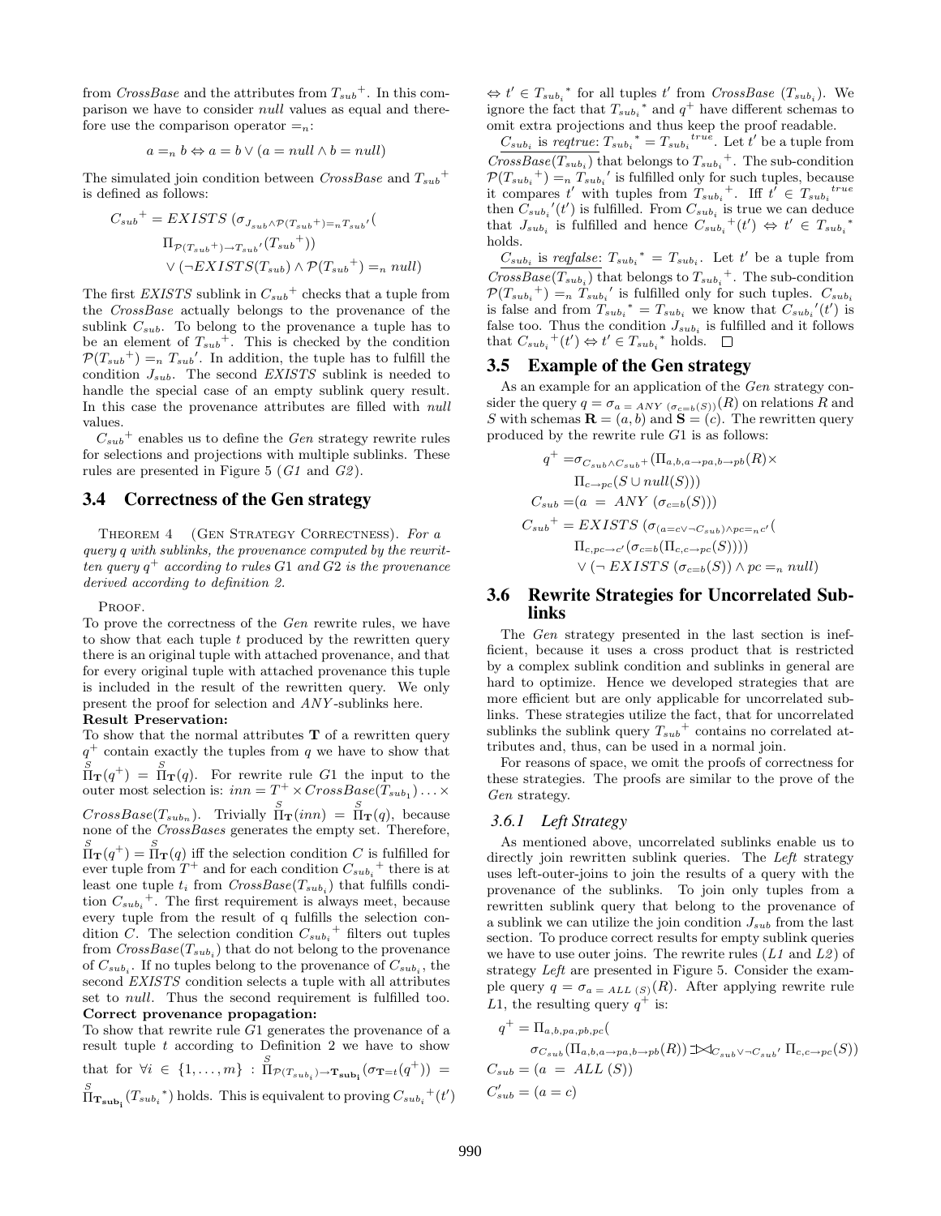from *CrossBase* and the attributes from $T_{sub}{}^{+}$. In this comparison we have to consider *null* values as equal and therefore use the comparison operator $=_n$:

$$a =_n b \Leftrightarrow a = b \vee (a = null \wedge b = null)$$

The simulated join condition between *CrossBase* and $T_{sub}{}^{+}$ is defined as follows:

$$\begin{aligned} C_{sub}{}^{+} = &EXISTS\ (\sigma_{J_{sub} \wedge \mathcal{P}(T_{sub}{}^{+}) =_n T_{sub}{}'}( \\ &\Pi_{\mathcal{P}(T_{sub}{}^{+}) \rightarrow T_{sub}{}'}(T_{sub}{}^{+})) \\ &\vee (\neg EXISTS(T_{sub}) \wedge \mathcal{P}(T_{sub}{}^{+}) =_n null) \end{aligned}$$

The first *EXISTS* sublink in $C_{sub}{}^{+}$ checks that a tuple from the *CrossBase* actually belongs to the provenance of the sublink $C_{sub}$. To belong to the provenance a tuple has to be an element of $T_{sub}{}^{+}$. This is checked by the condition $\mathcal{P}(T_{sub}{}^{+}) =_n T_{sub}{}'$. In addition, the tuple has to fulfill the condition $J_{sub}$. The second *EXISTS* sublink is needed to handle the special case of an empty sublink query result. In this case the provenance attributes are filled with *null* values.

$C_{sub}{}^{+}$ enables us to define the *Gen* strategy rewrite rules for selections and projections with multiple sublinks. These rules are presented in Figure 5 (*G1* and *G2*).

### 3.4 Correctness of the Gen strategy

THEOREM 4 (GEN STRATEGY CORRECTNESS). *For a query q with sublinks, the provenance computed by the rewritten query $q^{+}$ according to rules $G1$ and $G2$ is the provenance derived according to definition 2.*

PROOF.
To prove the correctness of the *Gen* rewrite rules, we have to show that each tuple $t$ produced by the rewritten query there is an original tuple with attached provenance, and that for every original tuple with attached provenance this tuple is included in the result of the rewritten query. We only present the proof for selection and *ANY*-sublinks here.

**Result Preservation:**
To show that the normal attributes $\mathbf{T}$ of a rewritten query $q^{+}$ contain exactly the tuples from $q$ we have to show that $\overset{S}{\Pi}_{\mathbf{T}}(q^{+}) = \overset{S}{\Pi}_{\mathbf{T}}(q)$. For rewrite rule $G1$ the input to the outer most selection is: $inn = T^{+} \times CrossBase(T_{sub_1}) \ldots \times CrossBase(T_{sub_n})$. Trivially $\overset{S}{\Pi}_{\mathbf{T}}(inn) = \overset{S}{\Pi}_{\mathbf{T}}(q)$, because none of the *CrossBases* generates the empty set. Therefore, $\overset{S}{\Pi}_{\mathbf{T}}(q^{+}) = \overset{S}{\Pi}_{\mathbf{T}}(q)$ iff the selection condition $C$ is fulfilled for ever tuple from $T^{+}$ and for each condition $C_{sub_i}{}^{+}$ there is at least one tuple $t_i$ from $CrossBase(T_{sub_i})$ that fulfills condition $C_{sub_i}{}^{+}$. The first requirement is always meet, because every tuple from the result of q fulfills the selection condition $C$. The selection condition $C_{sub_i}{}^{+}$ filters out tuples from $CrossBase(T_{sub_i})$ that do not belong to the provenance of $C_{sub_i}$. If no tuples belong to the provenance of $C_{sub_i}$, the second *EXISTS* condition selects a tuple with all attributes set to *null*. Thus the second requirement is fulfilled too.

**Correct provenance propagation:**
To show that rewrite rule $G1$ generates the provenance of a result tuple $t$ according to Definition 2 we have to show that for $\forall i \in \{1, \ldots, m\} : \overset{S}{\Pi}_{\mathcal{P}(T_{sub_i}) \rightarrow \mathbf{T_{sub_i}}}(\sigma_{\mathbf{T}=t}(q^{+})) = \overset{S}{\Pi}_{\mathbf{T_{sub_i}}}(T_{sub_i}{}^{*})$ holds. This is equivalent to proving $C_{sub_i}{}^{+}(t') \Leftrightarrow t' \in T_{sub_i}{}^{*}$ for all tuples $t'$ from *CrossBase* $(T_{sub_i})$. We ignore the fact that $T_{sub_i}{}^{*}$ and $q^{+}$ have different schemas to omit extra projections and thus keep the proof readable.

$C_{sub_i}$ is *reqtrue*: $T_{sub_i}{}^{*} = T_{sub_i}{}^{true}$. Let $t'$ be a tuple from $CrossBase(T_{sub_i})$ that belongs to $T_{sub_i}{}^{+}$. The sub-condition $\mathcal{P}(T_{sub_i}{}^{+}) =_n T_{sub_i}{}'$ is fulfilled only for such tuples, because it compares $t'$ with tuples from $T_{sub_i}{}^{+}$. Iff $t' \in T_{sub_i}{}^{true}$ then $C_{sub_i}{}'(t')$ is fulfilled. From $C_{sub_i}$ is true we can deduce that $J_{sub_i}$ is fulfilled and hence $C_{sub_i}{}^{+}(t') \Leftrightarrow t' \in T_{sub_i}{}^{*}$ holds.

$C_{sub_i}$ is *reqfalse*: $T_{sub_i}{}^{*} = T_{sub_i}$. Let $t'$ be a tuple from $CrossBase(T_{sub_i})$ that belongs to $T_{sub_i}{}^{+}$. The sub-condition $\mathcal{P}(T_{sub_i}{}^{+}) =_n T_{sub_i}{}'$ is fulfilled only for such tuples. $C_{sub_i}$ is false and from $T_{sub_i}{}^{*} = T_{sub_i}$ we know that $C_{sub_i}{}'(t')$ is false too. Thus the condition $J_{sub_i}$ is fulfilled and it follows that $C_{sub_i}{}^{+}(t') \Leftrightarrow t' \in T_{sub_i}{}^{*}$ holds. □

### 3.5 Example of the Gen strategy

As an example for an application of the *Gen* strategy consider the query $q = \sigma_{a\ =\ ANY\ (\sigma_{c=b}(S))}(R)$ on relations $R$ and $S$ with schemas $\mathbf{R} = (a, b)$ and $\mathbf{S} = (c)$. The rewritten query produced by the rewrite rule $G1$ is as follows:

$$\begin{aligned} q^{+} =&\sigma_{C_{sub} \wedge C_{sub}{}^{+}}(\Pi_{a,b,a \rightarrow pa, b \rightarrow pb}(R) \times \\ &\Pi_{c \rightarrow pc}(S \cup null(S))) \\ C_{sub} =&(a\ =\ ANY\ (\sigma_{c=b}(S))) \\ C_{sub}{}^{+} =&\ EXISTS\ (\sigma_{(a=c \vee \neg C_{sub}) \wedge pc =_n c'}( \\ &\Pi_{c,pc \rightarrow c'}(\sigma_{c=b}(\Pi_{c,c \rightarrow pc}(S)))) \\ &\vee (\neg\ EXISTS\ (\sigma_{c=b}(S)) \wedge pc =_n null) \end{aligned}$$

### 3.6 Rewrite Strategies for Uncorrelated Sublinks

The *Gen* strategy presented in the last section is inefficient, because it uses a cross product that is restricted by a complex sublink condition and sublinks in general are hard to optimize. Hence we developed strategies that are more efficient but are only applicable for uncorrelated sublinks. These strategies utilize the fact, that for uncorrelated sublinks the sublink query $T_{sub}{}^{+}$ contains no correlated attributes and, thus, can be used in a normal join.

For reasons of space, we omit the proofs of correctness for these strategies. The proofs are similar to the prove of the *Gen* strategy.

#### 3.6.1 Left Strategy

As mentioned above, uncorrelated sublinks enable us to directly join rewritten sublink queries. The *Left* strategy uses left-outer-joins to join the results of a query with the provenance of the sublinks. To join only tuples from a rewritten sublink query that belong to the provenance of a sublink we can utilize the join condition $J_{sub}$ from the last section. To produce correct results for empty sublink queries we have to use outer joins. The rewrite rules (*L1* and *L2*) of strategy *Left* are presented in Figure 5. Consider the example query $q = \sigma_{a\ =\ ALL\ (S)}(R)$. After applying rewrite rule $L1$, the resulting query $q^{+}$ is:

$$\begin{aligned} q^{+} =&\ \Pi_{a,b,pa,pb,pc}( \\ &\sigma_{C_{sub}}(\Pi_{a,b,a \rightarrow pa, b \rightarrow pb}(R)) ⟕_{C_{sub} \vee \neg C_{sub}{}'} \Pi_{c,c \rightarrow pc}(S)) \\ C_{sub} =&\ (a\ =\ ALL\ (S)) \\ C'_{sub} =&\ (a = c) \end{aligned}$$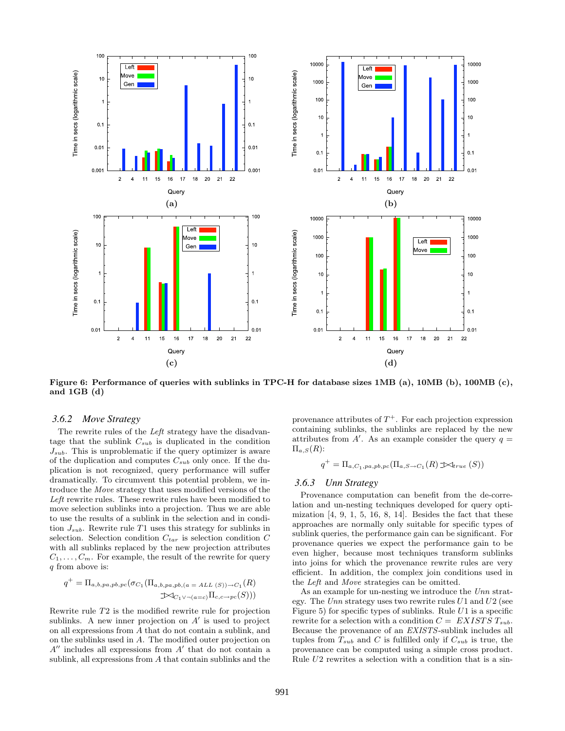**Figure 6: Performance of queries with sublinks in TPC-H for database sizes 1MB (a), 10MB (b), 100MB (c), and 1GB (d)**

### 3.6.2 *Move Strategy*

The rewrite rules of the *Left* strategy have the disadvantage that the sublink $C_{sub}$ is duplicated in the condition $J_{sub}$. This is unproblematic if the query optimizer is aware of the duplication and computes $C_{sub}$ only once. If the duplication is not recognized, query performance will suffer dramatically. To circumvent this potential problem, we introduce the *Move* strategy that uses modified versions of the *Left* rewrite rules. These rewrite rules have been modified to move selection sublinks into a projection. Thus we are able to use the results of a sublink in the selection and in condition $J_{sub}$. Rewrite rule $T1$ uses this strategy for sublinks in selection. Selection condition $C_{tar}$ is selection condition $C$ with all sublinks replaced by the new projection attributes $C_1, \ldots, C_m$. For example, the result of the rewrite for query $q$ from above is:

$$q^+ = \Pi_{a,b,pa,pb,pc}(\sigma_{C_1}(\Pi_{a,b,pa,pb,(a\,=\,ALL\,(S))\rightarrow C_1}(R) \;⟕_{C_1 \vee \neg(a=c)} \Pi_{c,c\rightarrow pc}(S)))$$

Rewrite rule $T2$ is the modified rewrite rule for projection sublinks. A new inner projection on $A'$ is used to project on all expressions from $A$ that do not contain a sublink, and on the sublinks used in $A$. The modified outer projection on $A''$ includes all expressions from $A'$ that do not contain a sublink, all expressions from $A$ that contain sublinks and the provenance attributes of $T^+$. For each projection expression containing sublinks, the sublinks are replaced by the new attributes from $A'$. As an example consider the query $q = \Pi_{a,S}(R)$:

$$q^+ = \Pi_{a,C_1,pa,pb,pc}(\Pi_{a,S\rightarrow C_1}(R) \;⟕_{true}\; (S))$$

### 3.6.3 *Unn Strategy*

Provenance computation can benefit from the de-correlation and un-nesting techniques developed for query optimization [4, 9, 1, 5, 16, 8, 14]. Besides the fact that these approaches are normally only suitable for specific types of sublink queries, the performance gain can be significant. For provenance queries we expect the performance gain to be even higher, because most techniques transform sublinks into joins for which the provenance rewrite rules are very efficient. In addition, the complex join conditions used in the *Left* and *Move* strategies can be omitted.

As an example for un-nesting we introduce the *Unn* strategy. The *Unn* strategy uses two rewrite rules $U1$ and $U2$ (see Figure 5) for specific types of sublinks. Rule $U1$ is a specific rewrite for a selection with a condition $C = \; EXISTS \; T_{sub}$. Because the provenance of an *EXISTS*-sublink includes all tuples from $T_{sub}$ and $C$ is fulfilled only if $C_{sub}$ is true, the provenance can be computed using a simple cross product. Rule $U2$ rewrites a selection with a condition that is a sin-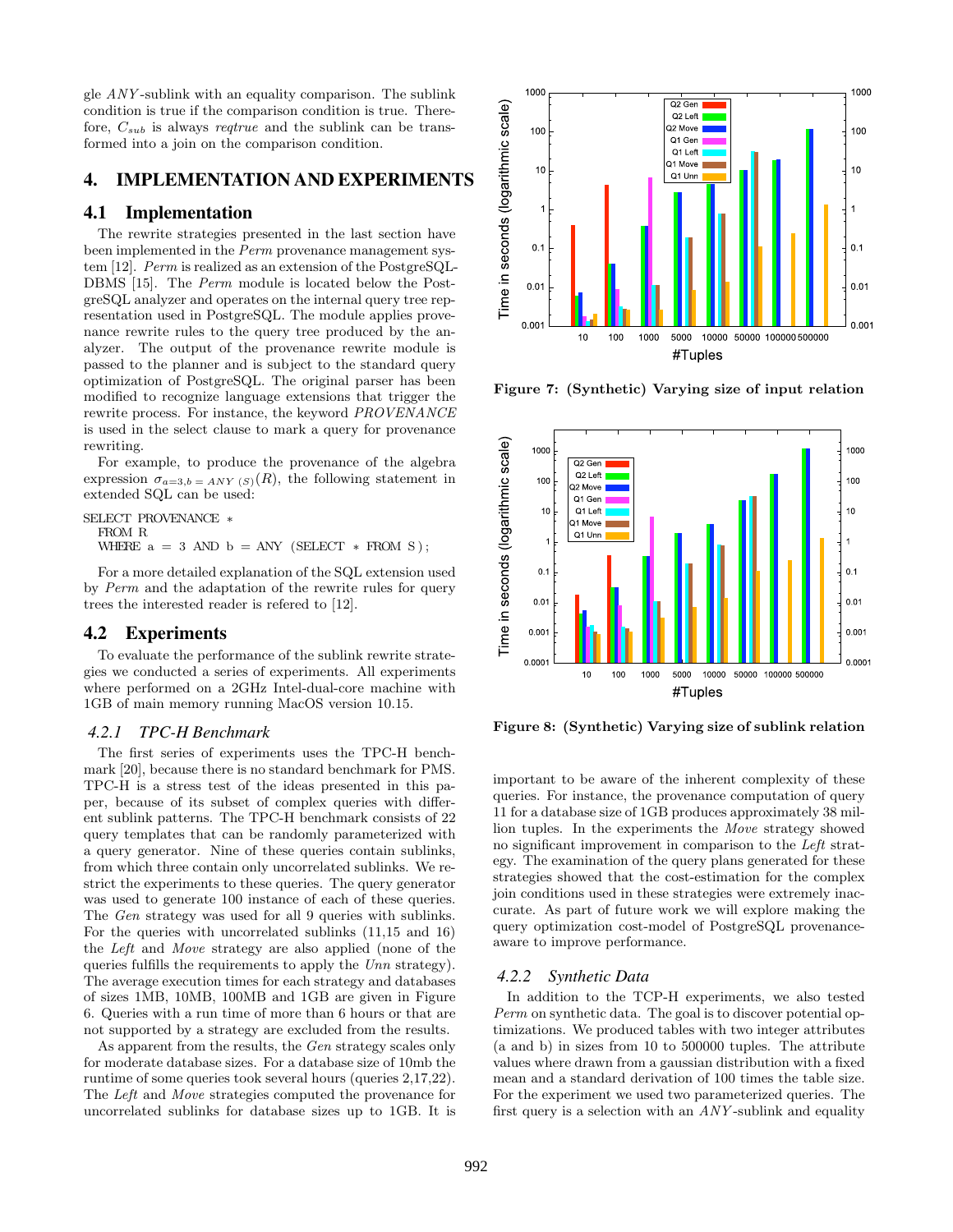gle *ANY*-sublink with an equality comparison. The sublink condition is true if the comparison condition is true. Therefore, $C_{sub}$ is always *reqtrue* and the sublink can be transformed into a join on the comparison condition.

## 4. IMPLEMENTATION AND EXPERIMENTS

### 4.1 Implementation

The rewrite strategies presented in the last section have been implemented in the *Perm* provenance management system [12]. *Perm* is realized as an extension of the PostgreSQL-DBMS [15]. The *Perm* module is located below the PostgreSQL analyzer and operates on the internal query tree representation used in PostgreSQL. The module applies provenance rewrite rules to the query tree produced by the analyzer. The output of the provenance rewrite module is passed to the planner and is subject to the standard query optimization of PostgreSQL. The original parser has been modified to recognize language extensions that trigger the rewrite process. For instance, the keyword *PROVENANCE* is used in the select clause to mark a query for provenance rewriting.

For example, to produce the provenance of the algebra expression $\sigma_{a=3, b=ANY\ (S)}(R)$, the following statement in extended SQL can be used:

```
SELECT PROVENANCE *
  FROM R
  WHERE a = 3 AND b = ANY (SELECT * FROM S);
```

For a more detailed explanation of the SQL extension used by *Perm* and the adaptation of the rewrite rules for query trees the interested reader is refered to [12].

### 4.2 Experiments

To evaluate the performance of the sublink rewrite strategies we conducted a series of experiments. All experiments where performed on a 2GHz Intel-dual-core machine with 1GB of main memory running MacOS version 10.15.

#### 4.2.1 TPC-H Benchmark

The first series of experiments uses the TPC-H benchmark [20], because there is no standard benchmark for PMS. TPC-H is a stress test of the ideas presented in this paper, because of its subset of complex queries with different sublink patterns. The TPC-H benchmark consists of 22 query templates that can be randomly parameterized with a query generator. Nine of these queries contain sublinks, from which three contain only uncorrelated sublinks. We restrict the experiments to these queries. The query generator was used to generate 100 instance of each of these queries. The *Gen* strategy was used for all 9 queries with sublinks. For the queries with uncorrelated sublinks (11,15 and 16) the *Left* and *Move* strategy are also applied (none of the queries fulfills the requirements to apply the *Unn* strategy). The average execution times for each strategy and databases of sizes 1MB, 10MB, 100MB and 1GB are given in Figure 6. Queries with a run time of more than 6 hours or that are not supported by a strategy are excluded from the results.

As apparent from the results, the *Gen* strategy scales only for moderate database sizes. For a database size of 10mb the runtime of some queries took several hours (queries 2,17,22). The *Left* and *Move* strategies computed the provenance for uncorrelated sublinks for database sizes up to 1GB. It is important to be aware of the inherent complexity of these queries. For instance, the provenance computation of query 11 for a database size of 1GB produces approximately 38 million tuples. In the experiments the *Move* strategy showed no significant improvement in comparison to the *Left* strategy. The examination of the query plans generated for these strategies showed that the cost-estimation for the complex join conditions used in these strategies were extremely inaccurate. As part of future work we will explore making the query optimization cost-model of PostgreSQL provenance-aware to improve performance.

**Figure 7: (Synthetic) Varying size of input relation**

**Figure 8: (Synthetic) Varying size of sublink relation**

#### 4.2.2 Synthetic Data

In addition to the TCP-H experiments, we also tested *Perm* on synthetic data. The goal is to discover potential optimizations. We produced tables with two integer attributes (a and b) in sizes from 10 to 500000 tuples. The attribute values where drawn from a gaussian distribution with a fixed mean and a standard derivation of 100 times the table size. For the experiment we used two parameterized queries. The first query is a selection with an *ANY*-sublink and equality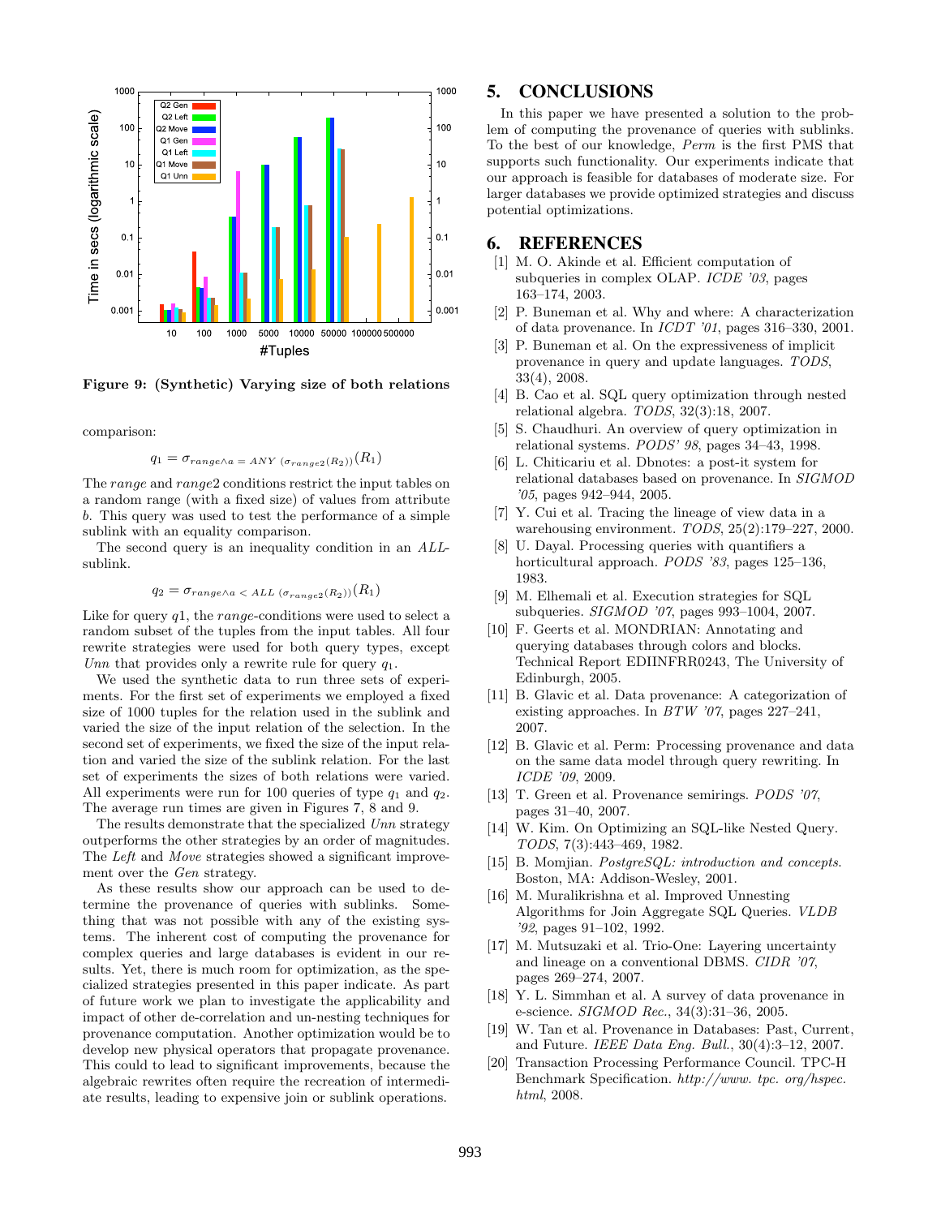1000
100
10
1
0.1
0.01
0.001

Time in secs (logarithmic scale)

Q2 Gen
Q2 Left
Q2 Move
Q1 Gen
Q1 Left
Q1 Move
Q1 Unn

10 100 1000 5000 10000 50000 100000 500000

#Tuples

**Figure 9: (Synthetic) Varying size of both relations**

comparison:

$$q_1 = \sigma_{range \wedge a\ =\ ANY\ (\sigma_{range2}(R_2))}(R_1)$$

The *range* and *range*2 conditions restrict the input tables on a random range (with a fixed size) of values from attribute *b*. This query was used to test the performance of a simple sublink with an equality comparison.

The second query is an inequality condition in an *ALL*-sublink.

$$q_2 = \sigma_{range \wedge a\ <\ ALL\ (\sigma_{range2}(R_2))}(R_1)$$

Like for query $q1$, the *range*-conditions were used to select a random subset of the tuples from the input tables. All four rewrite strategies were used for both query types, except *Unn* that provides only a rewrite rule for query $q_1$.

We used the synthetic data to run three sets of experiments. For the first set of experiments we employed a fixed size of 1000 tuples for the relation used in the sublink and varied the size of the input relation of the selection. In the second set of experiments, we fixed the size of the input relation and varied the size of the sublink relation. For the last set of experiments the sizes of both relations were varied. All experiments were run for 100 queries of type $q_1$ and $q_2$. The average run times are given in Figures 7, 8 and 9.

The results demonstrate that the specialized *Unn* strategy outperforms the other strategies by an order of magnitudes. The *Left* and *Move* strategies showed a significant improvement over the *Gen* strategy.

As these results show our approach can be used to determine the provenance of queries with sublinks. Something that was not possible with any of the existing systems. The inherent cost of computing the provenance for complex queries and large databases is evident in our results. Yet, there is much room for optimization, as the specialized strategies presented in this paper indicate. As part of future work we plan to investigate the applicability and impact of other de-correlation and un-nesting techniques for provenance computation. Another optimization would be to develop new physical operators that propagate provenance. This could to lead to significant improvements, because the algebraic rewrites often require the recreation of intermediate results, leading to expensive join or sublink operations.

# 5. CONCLUSIONS

In this paper we have presented a solution to the problem of computing the provenance of queries with sublinks. To the best of our knowledge, *Perm* is the first PMS that supports such functionality. Our experiments indicate that our approach is feasible for databases of moderate size. For larger databases we provide optimized strategies and discuss potential optimizations.

# 6. REFERENCES

[1] M. O. Akinde et al. Efficient computation of subqueries in complex OLAP. *ICDE '03*, pages 163–174, 2003.

[2] P. Buneman et al. Why and where: A characterization of data provenance. In *ICDT '01*, pages 316–330, 2001.

[3] P. Buneman et al. On the expressiveness of implicit provenance in query and update languages. *TODS*, 33(4), 2008.

[4] B. Cao et al. SQL query optimization through nested relational algebra. *TODS*, 32(3):18, 2007.

[5] S. Chaudhuri. An overview of query optimization in relational systems. *PODS' 98*, pages 34–43, 1998.

[6] L. Chiticariu et al. Dbnotes: a post-it system for relational databases based on provenance. In *SIGMOD '05*, pages 942–944, 2005.

[7] Y. Cui et al. Tracing the lineage of view data in a warehousing environment. *TODS*, 25(2):179–227, 2000.

[8] U. Dayal. Processing queries with quantifiers a horticultural approach. *PODS '83*, pages 125–136, 1983.

[9] M. Elhemali et al. Execution strategies for SQL subqueries. *SIGMOD '07*, pages 993–1004, 2007.

[10] F. Geerts et al. MONDRIAN: Annotating and querying databases through colors and blocks. Technical Report EDIINFRR0243, The University of Edinburgh, 2005.

[11] B. Glavic et al. Data provenance: A categorization of existing approaches. In *BTW '07*, pages 227–241, 2007.

[12] B. Glavic et al. Perm: Processing provenance and data on the same data model through query rewriting. In *ICDE '09*, 2009.

[13] T. Green et al. Provenance semirings. *PODS '07*, pages 31–40, 2007.

[14] W. Kim. On Optimizing an SQL-like Nested Query. *TODS*, 7(3):443–469, 1982.

[15] B. Momjian. *PostgreSQL: introduction and concepts*. Boston, MA: Addison-Wesley, 2001.

[16] M. Muralikrishna et al. Improved Unnesting Algorithms for Join Aggregate SQL Queries. *VLDB '92*, pages 91–102, 1992.

[17] M. Mutsuzaki et al. Trio-One: Layering uncertainty and lineage on a conventional DBMS. *CIDR '07*, pages 269–274, 2007.

[18] Y. L. Simmhan et al. A survey of data provenance in e-science. *SIGMOD Rec.*, 34(3):31–36, 2005.

[19] W. Tan et al. Provenance in Databases: Past, Current, and Future. *IEEE Data Eng. Bull.*, 30(4):3–12, 2007.

[20] Transaction Processing Performance Council. TPC-H Benchmark Specification. *http://www. tpc. org/hspec. html*, 2008.